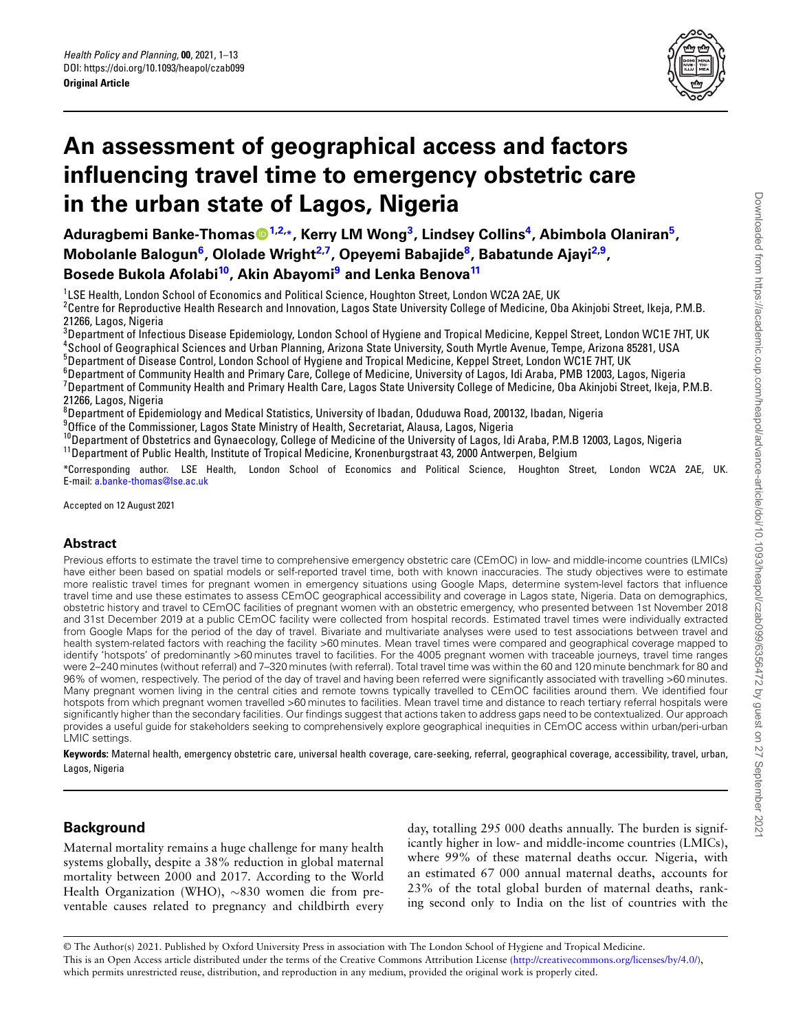*Health Policy and Planning*, **00**, 2021, 1–13
DOI: https://doi.org/10.1093/heapol/czab099
**Original Article**

# An assessment of geographical access and factors influencing travel time to emergency obstetric care in the urban state of Lagos, Nigeria

**Aduragbemi Banke-Thomas[1,2,*], Kerry LM Wong[3], Lindsey Collins[4], Abimbola Olaniran[5], Mobolanle Balogun[6], Ololade Wright[2,7], Opeyemi Babajide[8], Babatunde Ajayi[2,9], Bosede Bukola Afolabi[10], Akin Abayomi[9] and Lenka Benova[11]**

[1]LSE Health, London School of Economics and Political Science, Houghton Street, London WC2A 2AE, UK
[2]Centre for Reproductive Health Research and Innovation, Lagos State University College of Medicine, Oba Akinjobi Street, Ikeja, P.M.B. 21266, Lagos, Nigeria
[3]Department of Infectious Disease Epidemiology, London School of Hygiene and Tropical Medicine, Keppel Street, London WC1E 7HT, UK
[4]School of Geographical Sciences and Urban Planning, Arizona State University, South Myrtle Avenue, Tempe, Arizona 85281, USA
[5]Department of Disease Control, London School of Hygiene and Tropical Medicine, Keppel Street, London WC1E 7HT, UK
[6]Department of Community Health and Primary Care, College of Medicine, University of Lagos, Idi Araba, PMB 12003, Lagos, Nigeria
[7]Department of Community Health and Primary Health Care, Lagos State University College of Medicine, Oba Akinjobi Street, Ikeja, P.M.B. 21266, Lagos, Nigeria
[8]Department of Epidemiology and Medical Statistics, University of Ibadan, Oduduwa Road, 200132, Ibadan, Nigeria
[9]Office of the Commissioner, Lagos State Ministry of Health, Secretariat, Alausa, Lagos, Nigeria
[10]Department of Obstetrics and Gynaecology, College of Medicine of the University of Lagos, Idi Araba, P.M.B 12003, Lagos, Nigeria
[11]Department of Public Health, Institute of Tropical Medicine, Kronenburgstraat 43, 2000 Antwerpen, Belgium

*Corresponding author. LSE Health, London School of Economics and Political Science, Houghton Street, London WC2A 2AE, UK. E-mail: a.banke-thomas@lse.ac.uk

Accepted on 12 August 2021

## Abstract

Previous efforts to estimate the travel time to comprehensive emergency obstetric care (CEmOC) in low- and middle-income countries (LMICs) have either been based on spatial models or self-reported travel time, both with known inaccuracies. The study objectives were to estimate more realistic travel times for pregnant women in emergency situations using Google Maps, determine system-level factors that influence travel time and use these estimates to assess CEmOC geographical accessibility and coverage in Lagos state, Nigeria. Data on demographics, obstetric history and travel to CEmOC facilities of pregnant women with an obstetric emergency, who presented between 1st November 2018 and 31st December 2019 at a public CEmOC facility were collected from hospital records. Estimated travel times were individually extracted from Google Maps for the period of the day of travel. Bivariate and multivariate analyses were used to test associations between travel and health system-related factors with reaching the facility >60 minutes. Mean travel times were compared and geographical coverage mapped to identify 'hotspots' of predominantly >60 minutes travel to facilities. For the 4005 pregnant women with traceable journeys, travel time ranges were 2–240 minutes (without referral) and 7–320 minutes (with referral). Total travel time was within the 60 and 120 minute benchmark for 80 and 96% of women, respectively. The period of the day of travel and having been referred were significantly associated with travelling >60 minutes. Many pregnant women living in the central cities and remote towns typically travelled to CEmOC facilities around them. We identified four hotspots from which pregnant women travelled >60 minutes to facilities. Mean travel time and distance to reach tertiary referral hospitals were significantly higher than the secondary facilities. Our findings suggest that actions taken to address gaps need to be contextualized. Our approach provides a useful guide for stakeholders seeking to comprehensively explore geographical inequities in CEmOC access within urban/peri-urban LMIC settings.

**Keywords:** Maternal health, emergency obstetric care, universal health coverage, care-seeking, referral, geographical coverage, accessibility, travel, urban, Lagos, Nigeria

## Background

Maternal mortality remains a huge challenge for many health systems globally, despite a 38% reduction in global maternal mortality between 2000 and 2017. According to the World Health Organization (WHO), ∼830 women die from preventable causes related to pregnancy and childbirth every day, totalling 295 000 deaths annually. The burden is significantly higher in low- and middle-income countries (LMICs), where 99% of these maternal deaths occur. Nigeria, with an estimated 67 000 annual maternal deaths, accounts for 23% of the total global burden of maternal deaths, ranking second only to India on the list of countries with the

© The Author(s) 2021. Published by Oxford University Press in association with The London School of Hygiene and Tropical Medicine.
This is an Open Access article distributed under the terms of the Creative Commons Attribution License (http://creativecommons.org/licenses/by/4.0/), which permits unrestricted reuse, distribution, and reproduction in any medium, provided the original work is properly cited.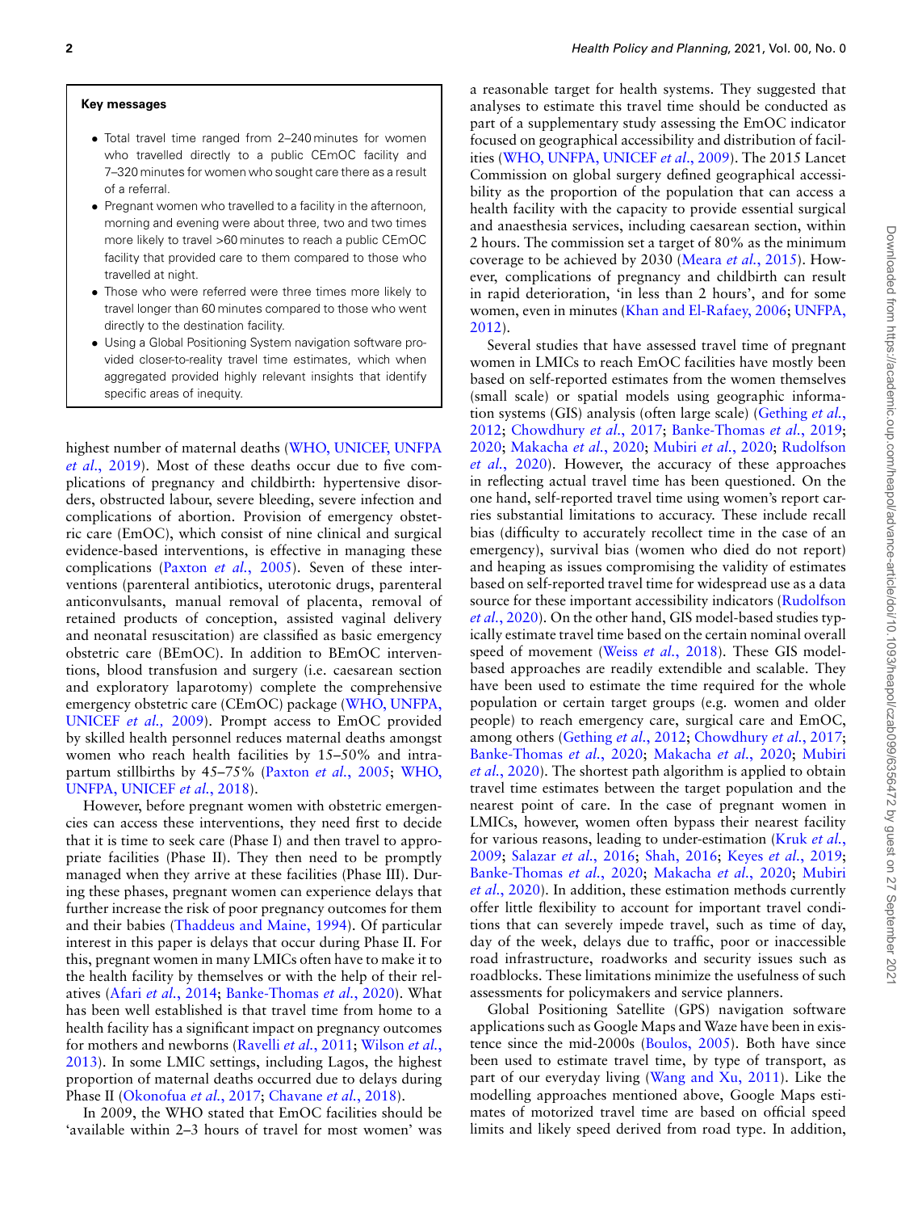**Key messages**

- Total travel time ranged from 2–240 minutes for women who travelled directly to a public CEmOC facility and 7–320 minutes for women who sought care there as a result of a referral.
- Pregnant women who travelled to a facility in the afternoon, morning and evening were about three, two and two times more likely to travel >60 minutes to reach a public CEmOC facility that provided care to them compared to those who travelled at night.
- Those who were referred were three times more likely to travel longer than 60 minutes compared to those who went directly to the destination facility.
- Using a Global Positioning System navigation software provided closer-to-reality travel time estimates, which when aggregated provided highly relevant insights that identify specific areas of inequity.

highest number of maternal deaths (WHO, UNICEF, UNFPA *et al.*, 2019). Most of these deaths occur due to five complications of pregnancy and childbirth: hypertensive disorders, obstructed labour, severe bleeding, severe infection and complications of abortion. Provision of emergency obstetric care (EmOC), which consist of nine clinical and surgical evidence-based interventions, is effective in managing these complications (Paxton *et al.*, 2005). Seven of these interventions (parenteral antibiotics, uterotonic drugs, parenteral anticonvulsants, manual removal of placenta, removal of retained products of conception, assisted vaginal delivery and neonatal resuscitation) are classified as basic emergency obstetric care (BEmOC). In addition to BEmOC interventions, blood transfusion and surgery (i.e. caesarean section and exploratory laparotomy) complete the comprehensive emergency obstetric care (CEmOC) package (WHO, UNFPA, UNICEF *et al.*, 2009). Prompt access to EmOC provided by skilled health personnel reduces maternal deaths amongst women who reach health facilities by 15–50% and intrapartum stillbirths by 45–75% (Paxton *et al.*, 2005; WHO, UNFPA, UNICEF *et al.*, 2018).

However, before pregnant women with obstetric emergencies can access these interventions, they need first to decide that it is time to seek care (Phase I) and then travel to appropriate facilities (Phase II). They then need to be promptly managed when they arrive at these facilities (Phase III). During these phases, pregnant women can experience delays that further increase the risk of poor pregnancy outcomes for them and their babies (Thaddeus and Maine, 1994). Of particular interest in this paper is delays that occur during Phase II. For this, pregnant women in many LMICs often have to make it to the health facility by themselves or with the help of their relatives (Afari *et al.*, 2014; Banke-Thomas *et al.*, 2020). What has been well established is that travel time from home to a health facility has a significant impact on pregnancy outcomes for mothers and newborns (Ravelli *et al.*, 2011; Wilson *et al.*, 2013). In some LMIC settings, including Lagos, the highest proportion of maternal deaths occurred due to delays during Phase II (Okonofua *et al.*, 2017; Chavane *et al.*, 2018).

In 2009, the WHO stated that EmOC facilities should be 'available within 2–3 hours of travel for most women' was a reasonable target for health systems. They suggested that analyses to estimate this travel time should be conducted as part of a supplementary study assessing the EmOC indicator focused on geographical accessibility and distribution of facilities (WHO, UNFPA, UNICEF *et al.*, 2009). The 2015 Lancet Commission on global surgery defined geographical accessibility as the proportion of the population that can access a health facility with the capacity to provide essential surgical and anaesthesia services, including caesarean section, within 2 hours. The commission set a target of 80% as the minimum coverage to be achieved by 2030 (Meara *et al.*, 2015). However, complications of pregnancy and childbirth can result in rapid deterioration, 'in less than 2 hours', and for some women, even in minutes (Khan and El-Rafaey, 2006; UNFPA, 2012).

Several studies that have assessed travel time of pregnant women in LMICs to reach EmOC facilities have mostly been based on self-reported estimates from the women themselves (small scale) or spatial models using geographic information systems (GIS) analysis (often large scale) (Gething *et al.*, 2012; Chowdhury *et al.*, 2017; Banke-Thomas *et al.*, 2019; 2020; Makacha *et al.*, 2020; Mubiri *et al.*, 2020; Rudolfson *et al.*, 2020). However, the accuracy of these approaches in reflecting actual travel time has been questioned. On the one hand, self-reported travel time using women's report carries substantial limitations to accuracy. These include recall bias (difficulty to accurately recollect time in the case of an emergency), survival bias (women who did do not report) and heaping as issues compromising the validity of estimates based on self-reported travel time for widespread use as a data source for these important accessibility indicators (Rudolfson *et al.*, 2020). On the other hand, GIS model-based studies typically estimate travel time based on the certain nominal overall speed of movement (Weiss *et al.*, 2018). These GIS model-based approaches are readily extendible and scalable. They have been used to estimate the time required for the whole population or certain target groups (e.g. women and older people) to reach emergency care, surgical care and EmOC, among others (Gething *et al.*, 2012; Chowdhury *et al.*, 2017; Banke-Thomas *et al.*, 2020; Makacha *et al.*, 2020; Mubiri *et al.*, 2020). The shortest path algorithm is applied to obtain travel time estimates between the target population and the nearest point of care. In the case of pregnant women in LMICs, however, women often bypass their nearest facility for various reasons, leading to under-estimation (Kruk *et al.*, 2009; Salazar *et al.*, 2016; Shah, 2016; Keyes *et al.*, 2019; Banke-Thomas *et al.*, 2020; Makacha *et al.*, 2020; Mubiri *et al.*, 2020). In addition, these estimation methods currently offer little flexibility to account for important travel conditions that can severely impede travel, such as time of day, day of the week, delays due to traffic, poor or inaccessible road infrastructure, roadworks and security issues such as roadblocks. These limitations minimize the usefulness of such assessments for policymakers and service planners.

Global Positioning Satellite (GPS) navigation software applications such as Google Maps and Waze have been in existence since the mid-2000s (Boulos, 2005). Both have since been used to estimate travel time, by type of transport, as part of our everyday living (Wang and Xu, 2011). Like the modelling approaches mentioned above, Google Maps estimates of motorized travel time are based on official speed limits and likely speed derived from road type. In addition,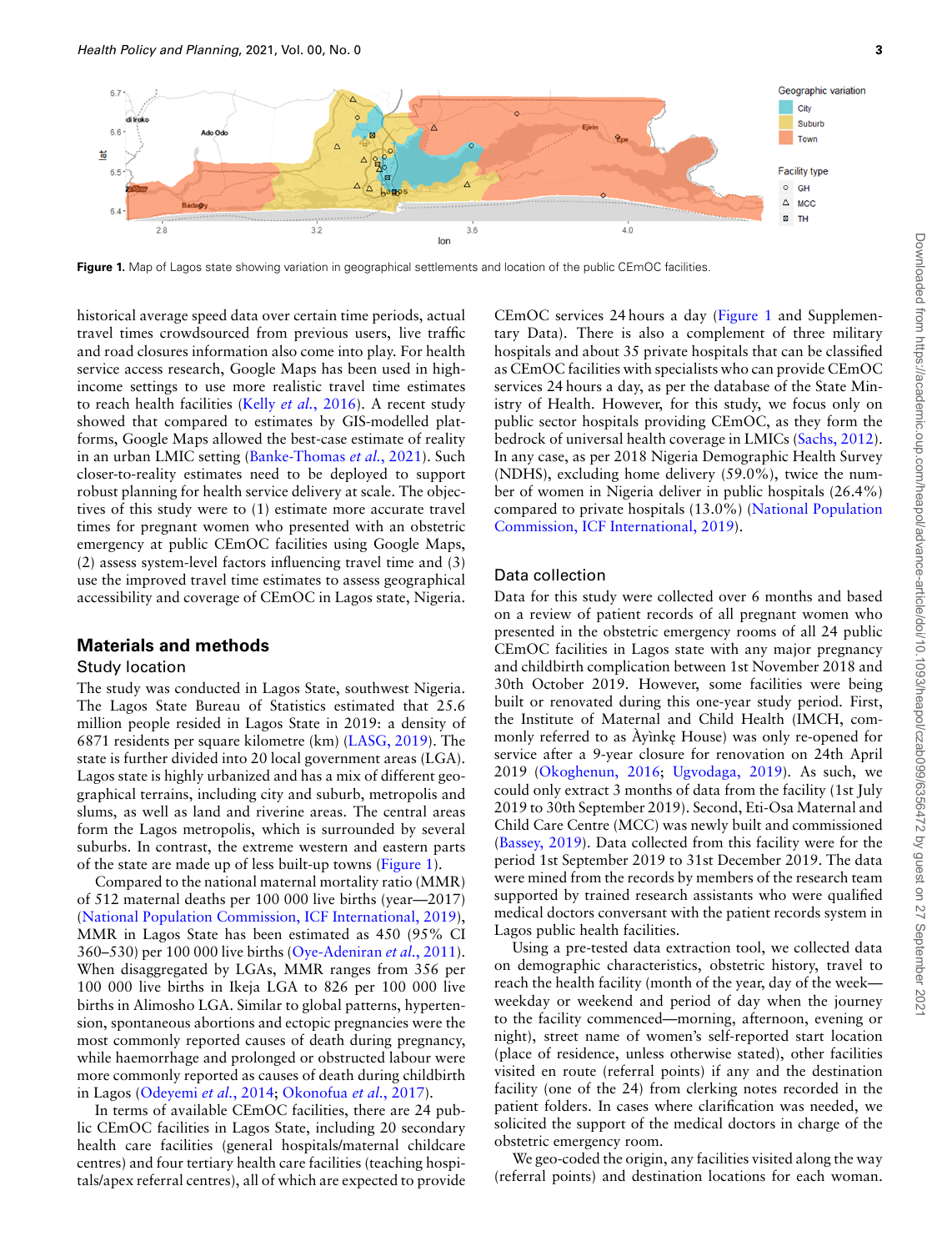**Figure 1.** Map of Lagos state showing variation in geographical settlements and location of the public CEmOC facilities.

historical average speed data over certain time periods, actual travel times crowdsourced from previous users, live traffic and road closures information also come into play. For health service access research, Google Maps has been used in high-income settings to use more realistic travel time estimates to reach health facilities (Kelly *et al.*, 2016). A recent study showed that compared to estimates by GIS-modelled platforms, Google Maps allowed the best-case estimate of reality in an urban LMIC setting (Banke-Thomas *et al.*, 2021). Such closer-to-reality estimates need to be deployed to support robust planning for health service delivery at scale. The objectives of this study were to (1) estimate more accurate travel times for pregnant women who presented with an obstetric emergency at public CEmOC facilities using Google Maps, (2) assess system-level factors influencing travel time and (3) use the improved travel time estimates to assess geographical accessibility and coverage of CEmOC in Lagos state, Nigeria.

## Materials and methods

### Study location

The study was conducted in Lagos State, southwest Nigeria. The Lagos State Bureau of Statistics estimated that 25.6 million people resided in Lagos State in 2019: a density of 6871 residents per square kilometre (km) (LASG, 2019). The state is further divided into 20 local government areas (LGA). Lagos state is highly urbanized and has a mix of different geographical terrains, including city and suburb, metropolis and slums, as well as land and riverine areas. The central areas form the Lagos metropolis, which is surrounded by several suburbs. In contrast, the extreme western and eastern parts of the state are made up of less built-up towns (Figure 1).

Compared to the national maternal mortality ratio (MMR) of 512 maternal deaths per 100 000 live births (year—2017) (National Population Commission, ICF International, 2019), MMR in Lagos State has been estimated as 450 (95% CI 360–530) per 100 000 live births (Oye-Adeniran *et al.*, 2011). When disaggregated by LGAs, MMR ranges from 356 per 100 000 live births in Ikeja LGA to 826 per 100 000 live births in Alimosho LGA. Similar to global patterns, hypertension, spontaneous abortions and ectopic pregnancies were the most commonly reported causes of death during pregnancy, while haemorrhage and prolonged or obstructed labour were more commonly reported as causes of death during childbirth in Lagos (Odeyemi *et al.*, 2014; Okonofua *et al.*, 2017).

In terms of available CEmOC facilities, there are 24 public CEmOC facilities in Lagos State, including 20 secondary health care facilities (general hospitals/maternal childcare centres) and four tertiary health care facilities (teaching hospitals/apex referral centres), all of which are expected to provide CEmOC services 24 hours a day (Figure 1 and Supplementary Data). There is also a complement of three military hospitals and about 35 private hospitals that can be classified as CEmOC facilities with specialists who can provide CEmOC services 24 hours a day, as per the database of the State Ministry of Health. However, for this study, we focus only on public sector hospitals providing CEmOC, as they form the bedrock of universal health coverage in LMICs (Sachs, 2012). In any case, as per 2018 Nigeria Demographic Health Survey (NDHS), excluding home delivery (59.0%), twice the number of women in Nigeria deliver in public hospitals (26.4%) compared to private hospitals (13.0%) (National Population Commission, ICF International, 2019).

### Data collection

Data for this study were collected over 6 months and based on a review of patient records of all pregnant women who presented in the obstetric emergency rooms of all 24 public CEmOC facilities in Lagos state with any major pregnancy and childbirth complication between 1st November 2018 and 30th October 2019. However, some facilities were being built or renovated during this one-year study period. First, the Institute of Maternal and Child Health (IMCH, commonly referred to as Àyìnkẹ House) was only re-opened for service after a 9-year closure for renovation on 24th April 2019 (Okoghenun, 2016; Ugvodaga, 2019). As such, we could only extract 3 months of data from the facility (1st July 2019 to 30th September 2019). Second, Eti-Osa Maternal and Child Care Centre (MCC) was newly built and commissioned (Bassey, 2019). Data collected from this facility were for the period 1st September 2019 to 31st December 2019. The data were mined from the records by members of the research team supported by trained research assistants who were qualified medical doctors conversant with the patient records system in Lagos public health facilities.

Using a pre-tested data extraction tool, we collected data on demographic characteristics, obstetric history, travel to reach the health facility (month of the year, day of the week—weekday or weekend and period of day when the journey to the facility commenced—morning, afternoon, evening or night), street name of women's self-reported start location (place of residence, unless otherwise stated), other facilities visited en route (referral points) if any and the destination facility (one of the 24) from clerking notes recorded in the patient folders. In cases where clarification was needed, we solicited the support of the medical doctors in charge of the obstetric emergency room.

We geo-coded the origin, any facilities visited along the way (referral points) and destination locations for each woman.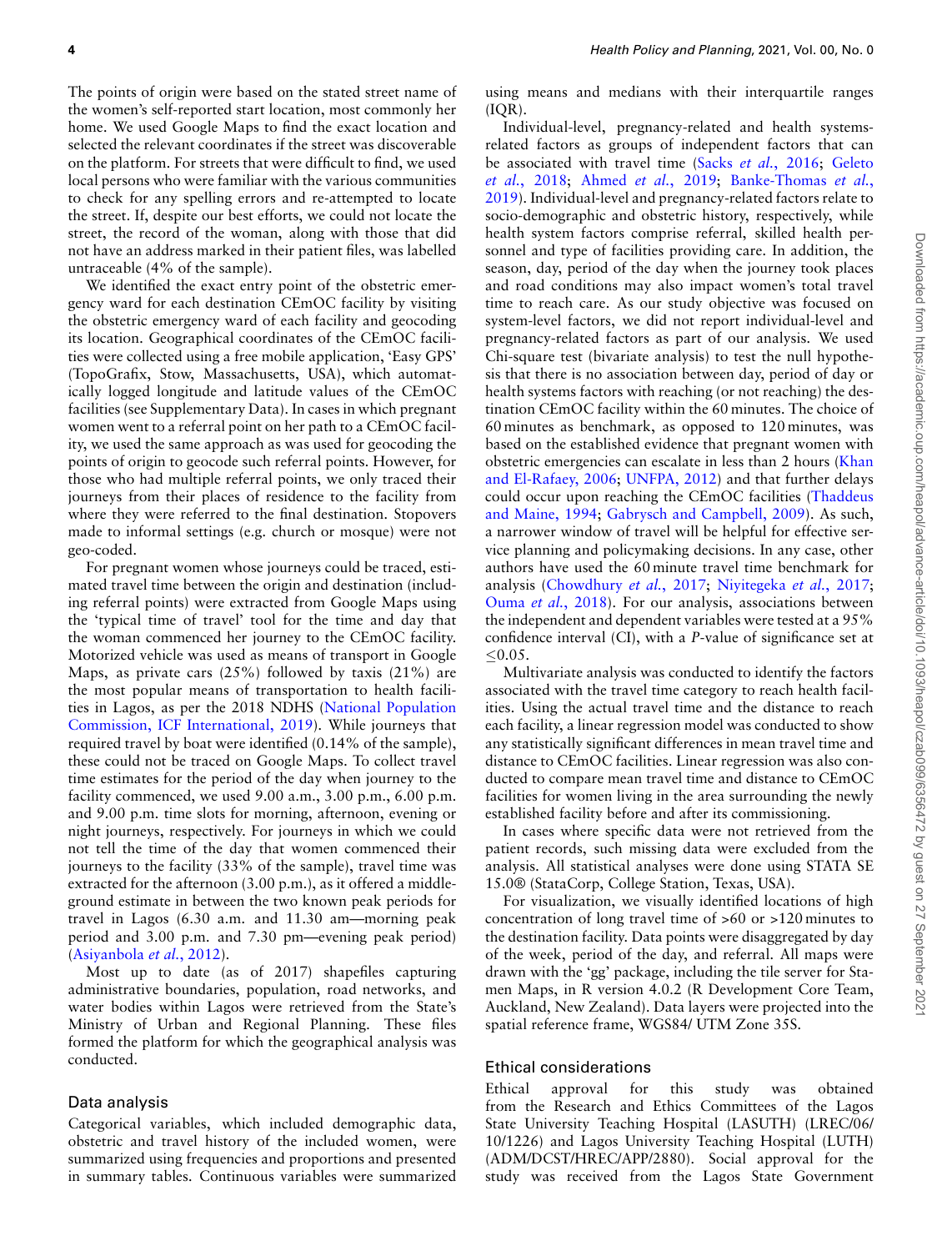The points of origin were based on the stated street name of the women's self-reported start location, most commonly her home. We used Google Maps to find the exact location and selected the relevant coordinates if the street was discoverable on the platform. For streets that were difficult to find, we used local persons who were familiar with the various communities to check for any spelling errors and re-attempted to locate the street. If, despite our best efforts, we could not locate the street, the record of the woman, along with those that did not have an address marked in their patient files, was labelled untraceable (4% of the sample).

We identified the exact entry point of the obstetric emergency ward for each destination CEmOC facility by visiting the obstetric emergency ward of each facility and geocoding its location. Geographical coordinates of the CEmOC facilities were collected using a free mobile application, 'Easy GPS' (TopoGrafix, Stow, Massachusetts, USA), which automatically logged longitude and latitude values of the CEmOC facilities (see Supplementary Data). In cases in which pregnant women went to a referral point on her path to a CEmOC facility, we used the same approach as was used for geocoding the points of origin to geocode such referral points. However, for those who had multiple referral points, we only traced their journeys from their places of residence to the facility from where they were referred to the final destination. Stopovers made to informal settings (e.g. church or mosque) were not geo-coded.

For pregnant women whose journeys could be traced, estimated travel time between the origin and destination (including referral points) were extracted from Google Maps using the 'typical time of travel' tool for the time and day that the woman commenced her journey to the CEmOC facility. Motorized vehicle was used as means of transport in Google Maps, as private cars (25%) followed by taxis (21%) are the most popular means of transportation to health facilities in Lagos, as per the 2018 NDHS (National Population Commission, ICF International, 2019). While journeys that required travel by boat were identified (0.14% of the sample), these could not be traced on Google Maps. To collect travel time estimates for the period of the day when journey to the facility commenced, we used 9.00 a.m., 3.00 p.m., 6.00 p.m. and 9.00 p.m. time slots for morning, afternoon, evening or night journeys, respectively. For journeys in which we could not tell the time of the day that women commenced their journeys to the facility (33% of the sample), travel time was extracted for the afternoon (3.00 p.m.), as it offered a middle-ground estimate in between the two known peak periods for travel in Lagos (6.30 a.m. and 11.30 am—morning peak period and 3.00 p.m. and 7.30 pm—evening peak period) (Asiyanbola *et al.*, 2012).

Most up to date (as of 2017) shapefiles capturing administrative boundaries, population, road networks, and water bodies within Lagos were retrieved from the State's Ministry of Urban and Regional Planning. These files formed the platform for which the geographical analysis was conducted.

## Data analysis

Categorical variables, which included demographic data, obstetric and travel history of the included women, were summarized using frequencies and proportions and presented in summary tables. Continuous variables were summarized using means and medians with their interquartile ranges (IQR).

Individual-level, pregnancy-related and health systems-related factors as groups of independent factors that can be associated with travel time (Sacks *et al.*, 2016; Geleto *et al.*, 2018; Ahmed *et al.*, 2019; Banke-Thomas *et al.*, 2019). Individual-level and pregnancy-related factors relate to socio-demographic and obstetric history, respectively, while health system factors comprise referral, skilled health personnel and type of facilities providing care. In addition, the season, day, period of the day when the journey took places and road conditions may also impact women's total travel time to reach care. As our study objective was focused on system-level factors, we did not report individual-level and pregnancy-related factors as part of our analysis. We used Chi-square test (bivariate analysis) to test the null hypothesis that there is no association between day, period of day or health systems factors with reaching (or not reaching) the destination CEmOC facility within the 60 minutes. The choice of 60 minutes as benchmark, as opposed to 120 minutes, was based on the established evidence that pregnant women with obstetric emergencies can escalate in less than 2 hours (Khan and El-Rafaey, 2006; UNFPA, 2012) and that further delays could occur upon reaching the CEmOC facilities (Thaddeus and Maine, 1994; Gabrysch and Campbell, 2009). As such, a narrower window of travel will be helpful for effective service planning and policymaking decisions. In any case, other authors have used the 60 minute travel time benchmark for analysis (Chowdhury *et al.*, 2017; Niyitegeka *et al.*, 2017; Ouma *et al.*, 2018). For our analysis, associations between the independent and dependent variables were tested at a 95% confidence interval (CI), with a *P*-value of significance set at $\leq$0.05.

Multivariate analysis was conducted to identify the factors associated with the travel time category to reach health facilities. Using the actual travel time and the distance to reach each facility, a linear regression model was conducted to show any statistically significant differences in mean travel time and distance to CEmOC facilities. Linear regression was also conducted to compare mean travel time and distance to CEmOC facilities for women living in the area surrounding the newly established facility before and after its commissioning.

In cases where specific data were not retrieved from the patient records, such missing data were excluded from the analysis. All statistical analyses were done using STATA SE 15.0® (StataCorp, College Station, Texas, USA).

For visualization, we visually identified locations of high concentration of long travel time of >60 or >120 minutes to the destination facility. Data points were disaggregated by day of the week, period of the day, and referral. All maps were drawn with the 'gg' package, including the tile server for Stamen Maps, in R version 4.0.2 (R Development Core Team, Auckland, New Zealand). Data layers were projected into the spatial reference frame, WGS84/ UTM Zone 35S.

## Ethical considerations

Ethical approval for this study was obtained from the Research and Ethics Committees of the Lagos State University Teaching Hospital (LASUTH) (LREC/06/10/1226) and Lagos University Teaching Hospital (LUTH) (ADM/DCST/HREC/APP/2880). Social approval for the study was received from the Lagos State Government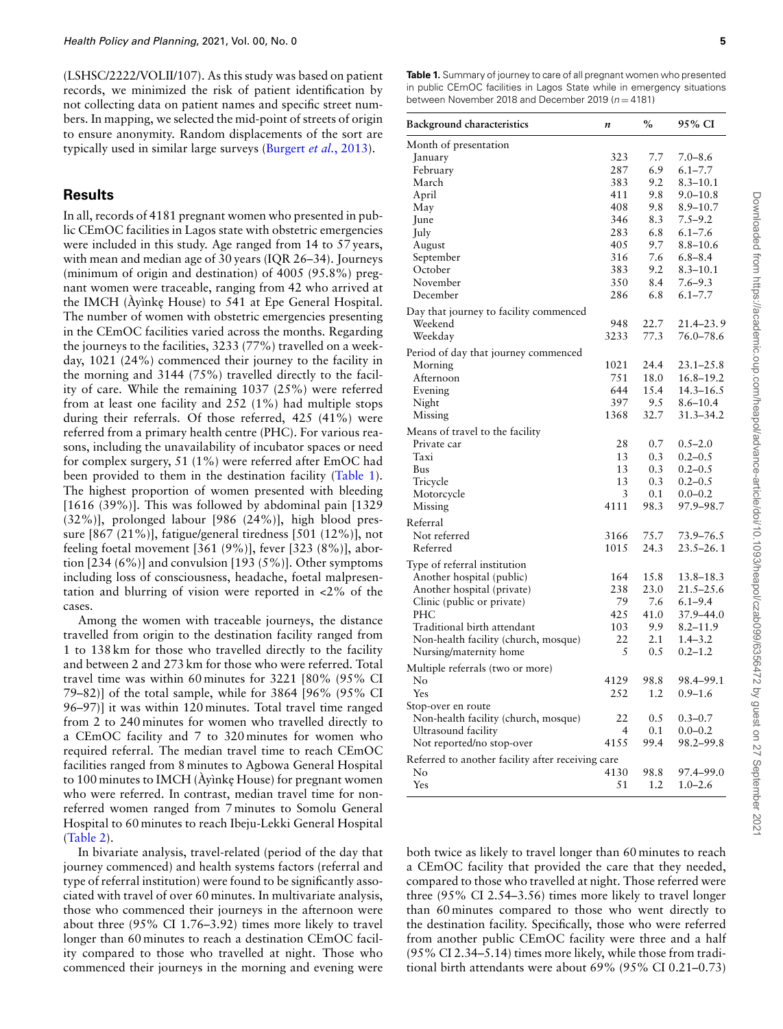(LSHSC/2222/VOLII/107). As this study was based on patient records, we minimized the risk of patient identification by not collecting data on patient names and specific street numbers. In mapping, we selected the mid-point of streets of origin to ensure anonymity. Random displacements of the sort are typically used in similar large surveys (Burgert *et al.*, 2013).

## Results

In all, records of 4181 pregnant women who presented in public CEmOC facilities in Lagos state with obstetric emergencies were included in this study. Age ranged from 14 to 57 years, with mean and median age of 30 years (IQR 26–34). Journeys (minimum of origin and destination) of 4005 (95.8%) pregnant women were traceable, ranging from 42 who arrived at the IMCH (Àyìnkẹ House) to 541 at Epe General Hospital. The number of women with obstetric emergencies presenting in the CEmOC facilities varied across the months. Regarding the journeys to the facilities, 3233 (77%) travelled on a weekday, 1021 (24%) commenced their journey to the facility in the morning and 3144 (75%) travelled directly to the facility of care. While the remaining 1037 (25%) were referred from at least one facility and 252 (1%) had multiple stops during their referrals. Of those referred, 425 (41%) were referred from a primary health centre (PHC). For various reasons, including the unavailability of incubator spaces or need for complex surgery, 51 (1%) were referred after EmOC had been provided to them in the destination facility (Table 1). The highest proportion of women presented with bleeding [1616 (39%)]. This was followed by abdominal pain [1329 (32%)], prolonged labour [986 (24%)], high blood pressure [867 (21%)], fatigue/general tiredness [501 (12%)], not feeling foetal movement [361 (9%)], fever [323 (8%)], abortion [234 (6%)] and convulsion [193 (5%)]. Other symptoms including loss of consciousness, headache, foetal malpresentation and blurring of vision were reported in <2% of the cases.

Among the women with traceable journeys, the distance travelled from origin to the destination facility ranged from 1 to 138 km for those who travelled directly to the facility and between 2 and 273 km for those who were referred. Total travel time was within 60 minutes for 3221 [80% (95% CI 79–82)] of the total sample, while for 3864 [96% (95% CI 96–97)] it was within 120 minutes. Total travel time ranged from 2 to 240 minutes for women who travelled directly to a CEmOC facility and 7 to 320 minutes for women who required referral. The median travel time to reach CEmOC facilities ranged from 8 minutes to Agbowa General Hospital to 100 minutes to IMCH (Àyìnkẹ House) for pregnant women who were referred. In contrast, median travel time for non-referred women ranged from 7 minutes to Somolu General Hospital to 60 minutes to reach Ibeju-Lekki General Hospital (Table 2).

In bivariate analysis, travel-related (period of the day that journey commenced) and health systems factors (referral and type of referral institution) were found to be significantly associated with travel of over 60 minutes. In multivariate analysis, those who commenced their journeys in the afternoon were about three (95% CI 1.76–3.92) times more likely to travel longer than 60 minutes to reach a destination CEmOC facility compared to those who travelled at night. Those who commenced their journeys in the morning and evening were both twice as likely to travel longer than 60 minutes to reach a CEmOC facility that provided the care that they needed, compared to those who travelled at night. Those referred were three (95% CI 2.54–3.56) times more likely to travel longer than 60 minutes compared to those who went directly to the destination facility. Specifically, those who were referred from another public CEmOC facility were three and a half (95% CI 2.34–5.14) times more likely, while those from traditional birth attendants were about 69% (95% CI 0.21–0.73)

**Table 1.** Summary of journey to care of all pregnant women who presented in public CEmOC facilities in Lagos State while in emergency situations between November 2018 and December 2019 ($n = 4181$)

| Background characteristics | *n* | % | 95% CI |
|---|---|---|---|
| Month of presentation | | | |
| January | 323 | 7.7 | 7.0–8.6 |
| February | 287 | 6.9 | 6.1–7.7 |
| March | 383 | 9.2 | 8.3–10.1 |
| April | 411 | 9.8 | 9.0–10.8 |
| May | 408 | 9.8 | 8.9–10.7 |
| June | 346 | 8.3 | 7.5–9.2 |
| July | 283 | 6.8 | 6.1–7.6 |
| August | 405 | 9.7 | 8.8–10.6 |
| September | 316 | 7.6 | 6.8–8.4 |
| October | 383 | 9.2 | 8.3–10.1 |
| November | 350 | 8.4 | 7.6–9.3 |
| December | 286 | 6.8 | 6.1–7.7 |
| Day that journey to facility commenced | | | |
| Weekend | 948 | 22.7 | 21.4–23.9 |
| Weekday | 3233 | 77.3 | 76.0–78.6 |
| Period of day that journey commenced | | | |
| Morning | 1021 | 24.4 | 23.1–25.8 |
| Afternoon | 751 | 18.0 | 16.8–19.2 |
| Evening | 644 | 15.4 | 14.3–16.5 |
| Night | 397 | 9.5 | 8.6–10.4 |
| Missing | 1368 | 32.7 | 31.3–34.2 |
| Means of travel to the facility | | | |
| Private car | 28 | 0.7 | 0.5–2.0 |
| Taxi | 13 | 0.3 | 0.2–0.5 |
| Bus | 13 | 0.3 | 0.2–0.5 |
| Tricycle | 13 | 0.3 | 0.2–0.5 |
| Motorcycle | 3 | 0.1 | 0.0–0.2 |
| Missing | 4111 | 98.3 | 97.9–98.7 |
| Referral | | | |
| Not referred | 3166 | 75.7 | 73.9–76.5 |
| Referred | 1015 | 24.3 | 23.5–26.1 |
| Type of referral institution | | | |
| Another hospital (public) | 164 | 15.8 | 13.8–18.3 |
| Another hospital (private) | 238 | 23.0 | 21.5–25.6 |
| Clinic (public or private) | 79 | 7.6 | 6.1–9.4 |
| PHC | 425 | 41.0 | 37.9–44.0 |
| Traditional birth attendant | 103 | 9.9 | 8.2–11.9 |
| Non-health facility (church, mosque) | 22 | 2.1 | 1.4–3.2 |
| Nursing/maternity home | 5 | 0.5 | 0.2–1.2 |
| Multiple referrals (two or more) | | | |
| No | 4129 | 98.8 | 98.4–99.1 |
| Yes | 252 | 1.2 | 0.9–1.6 |
| Stop-over en route | | | |
| Non-health facility (church, mosque) | 22 | 0.5 | 0.3–0.7 |
| Ultrasound facility | 4 | 0.1 | 0.0–0.2 |
| Not reported/no stop-over | 4155 | 99.4 | 98.2–99.8 |
| Referred to another facility after receiving care | | | |
| No | 4130 | 98.8 | 97.4–99.0 |
| Yes | 51 | 1.2 | 1.0–2.6 |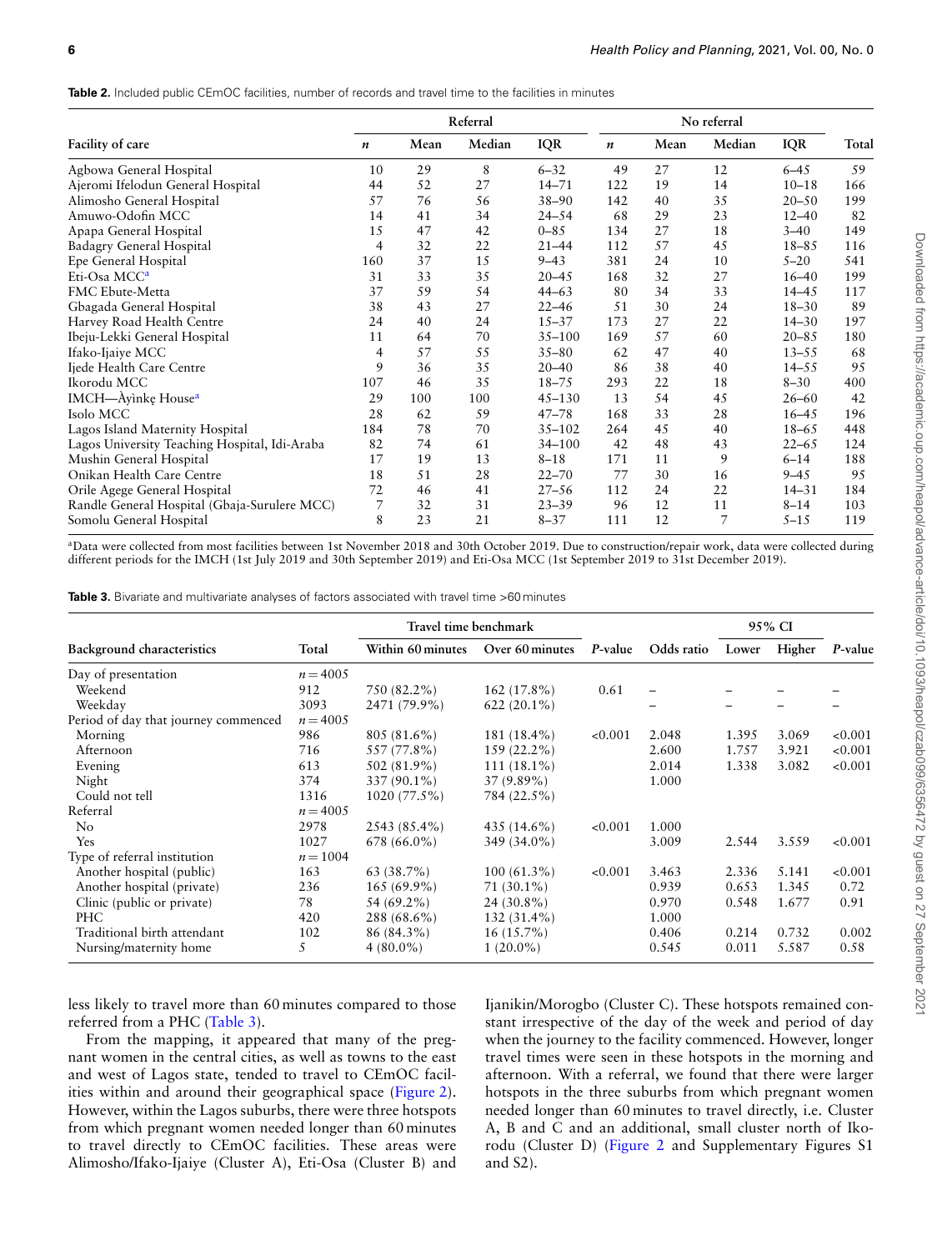**Table 2.** Included public CEmOC facilities, number of records and travel time to the facilities in minutes

| Facility of care | Referral | | | | No referral | | | | Total |
|---|---|---|---|---|---|---|---|---|---|
| | *n* | Mean | Median | IQR | *n* | Mean | Median | IQR | |
| Agbowa General Hospital | 10 | 29 | 8 | 6–32 | 49 | 27 | 12 | 6–45 | 59 |
| Ajeromi Ifelodun General Hospital | 44 | 52 | 27 | 14–71 | 122 | 19 | 14 | 10–18 | 166 |
| Alimosho General Hospital | 57 | 76 | 56 | 38–90 | 142 | 40 | 35 | 20–50 | 199 |
| Amuwo-Odofin MCC | 14 | 41 | 34 | 24–54 | 68 | 29 | 23 | 12–40 | 82 |
| Apapa General Hospital | 15 | 47 | 42 | 0–85 | 134 | 27 | 18 | 3–40 | 149 |
| Badagry General Hospital | 4 | 32 | 22 | 21–44 | 112 | 57 | 45 | 18–85 | 116 |
| Epe General Hospital | 160 | 37 | 15 | 9–43 | 381 | 24 | 10 | 5–20 | 541 |
| Eti-Osa MCC[a] | 31 | 33 | 35 | 20–45 | 168 | 32 | 27 | 16–40 | 199 |
| FMC Ebute-Metta | 37 | 59 | 54 | 44–63 | 80 | 34 | 33 | 14–45 | 117 |
| Gbagada General Hospital | 38 | 43 | 27 | 22–46 | 51 | 30 | 24 | 18–30 | 89 |
| Harvey Road Health Centre | 24 | 40 | 24 | 15–37 | 173 | 27 | 22 | 14–30 | 197 |
| Ibeju-Lekki General Hospital | 11 | 64 | 70 | 35–100 | 169 | 57 | 60 | 20–85 | 180 |
| Ifako-Ijaiye MCC | 4 | 57 | 55 | 35–80 | 62 | 47 | 40 | 13–55 | 68 |
| Ijede Health Care Centre | 9 | 36 | 35 | 20–40 | 86 | 38 | 40 | 14–55 | 95 |
| Ikorodu MCC | 107 | 46 | 35 | 18–75 | 293 | 22 | 18 | 8–30 | 400 |
| IMCH—Àyìnkẹ House[a] | 29 | 100 | 100 | 45–130 | 13 | 54 | 45 | 26–60 | 42 |
| Isolo MCC | 28 | 62 | 59 | 47–78 | 168 | 33 | 28 | 16–45 | 196 |
| Lagos Island Maternity Hospital | 184 | 78 | 70 | 35–102 | 264 | 45 | 40 | 18–65 | 448 |
| Lagos University Teaching Hospital, Idi-Araba | 82 | 74 | 61 | 34–100 | 42 | 48 | 43 | 22–65 | 124 |
| Mushin General Hospital | 17 | 19 | 13 | 8–18 | 171 | 11 | 9 | 6–14 | 188 |
| Onikan Health Care Centre | 18 | 51 | 28 | 22–70 | 77 | 30 | 16 | 9–45 | 95 |
| Orile Agege General Hospital | 72 | 46 | 41 | 27–56 | 112 | 24 | 22 | 14–31 | 184 |
| Randle General Hospital (Gbaja-Surulere MCC) | 7 | 32 | 31 | 23–39 | 96 | 12 | 11 | 8–14 | 103 |
| Somolu General Hospital | 8 | 23 | 21 | 8–37 | 111 | 12 | 7 | 5–15 | 119 |

[a]Data were collected from most facilities between 1st November 2018 and 30th October 2019. Due to construction/repair work, data were collected during different periods for the IMCH (1st July 2019 and 30th September 2019) and Eti-Osa MCC (1st September 2019 to 31st December 2019).

**Table 3.** Bivariate and multivariate analyses of factors associated with travel time >60 minutes

| Background characteristics | Total | Travel time benchmark | | *P*-value | Odds ratio | 95% CI | | *P*-value |
|---|---|---|---|---|---|---|---|---|
| | | Within 60 minutes | Over 60 minutes | | | Lower | Higher | |
| Day of presentation | *n* = 4005 | | | | | | | |
| Weekend | 912 | 750 (82.2%) | 162 (17.8%) | 0.61 | – | – | – | – |
| Weekday | 3093 | 2471 (79.9%) | 622 (20.1%) | | – | – | – | – |
| Period of day that journey commenced | *n* = 4005 | | | | | | | |
| Morning | 986 | 805 (81.6%) | 181 (18.4%) | <0.001 | 2.048 | 1.395 | 3.069 | <0.001 |
| Afternoon | 716 | 557 (77.8%) | 159 (22.2%) | | 2.600 | 1.757 | 3.921 | <0.001 |
| Evening | 613 | 502 (81.9%) | 111 (18.1%) | | 2.014 | 1.338 | 3.082 | <0.001 |
| Night | 374 | 337 (90.1%) | 37 (9.89%) | | 1.000 | | | |
| Could not tell | 1316 | 1020 (77.5%) | 784 (22.5%) | | | | | |
| Referral | *n* = 4005 | | | | | | | |
| No | 2978 | 2543 (85.4%) | 435 (14.6%) | <0.001 | 1.000 | | | |
| Yes | 1027 | 678 (66.0%) | 349 (34.0%) | | 3.009 | 2.544 | 3.559 | <0.001 |
| Type of referral institution | *n* = 1004 | | | | | | | |
| Another hospital (public) | 163 | 63 (38.7%) | 100 (61.3%) | <0.001 | 3.463 | 2.336 | 5.141 | <0.001 |
| Another hospital (private) | 236 | 165 (69.9%) | 71 (30.1%) | | 0.939 | 0.653 | 1.345 | 0.72 |
| Clinic (public or private) | 78 | 54 (69.2%) | 24 (30.8%) | | 0.970 | 0.548 | 1.677 | 0.91 |
| PHC | 420 | 288 (68.6%) | 132 (31.4%) | | 1.000 | | | |
| Traditional birth attendant | 102 | 86 (84.3%) | 16 (15.7%) | | 0.406 | 0.214 | 0.732 | 0.002 |
| Nursing/maternity home | 5 | 4 (80.0%) | 1 (20.0%) | | 0.545 | 0.011 | 5.587 | 0.58 |

less likely to travel more than 60 minutes compared to those referred from a PHC (Table 3).

From the mapping, it appeared that many of the pregnant women in the central cities, as well as towns to the east and west of Lagos state, tended to travel to CEmOC facilities within and around their geographical space (Figure 2). However, within the Lagos suburbs, there were three hotspots from which pregnant women needed longer than 60 minutes to travel directly to CEmOC facilities. These areas were Alimosho/Ifako-Ijaiye (Cluster A), Eti-Osa (Cluster B) and Ijanikin/Morogbo (Cluster C). These hotspots remained constant irrespective of the day of the week and period of day when the journey to the facility commenced. However, longer travel times were seen in these hotspots in the morning and afternoon. With a referral, we found that there were larger hotspots in the three suburbs from which pregnant women needed longer than 60 minutes to travel directly, i.e. Cluster A, B and C and an additional, small cluster north of Ikorodu (Cluster D) (Figure 2 and Supplementary Figures S1 and S2).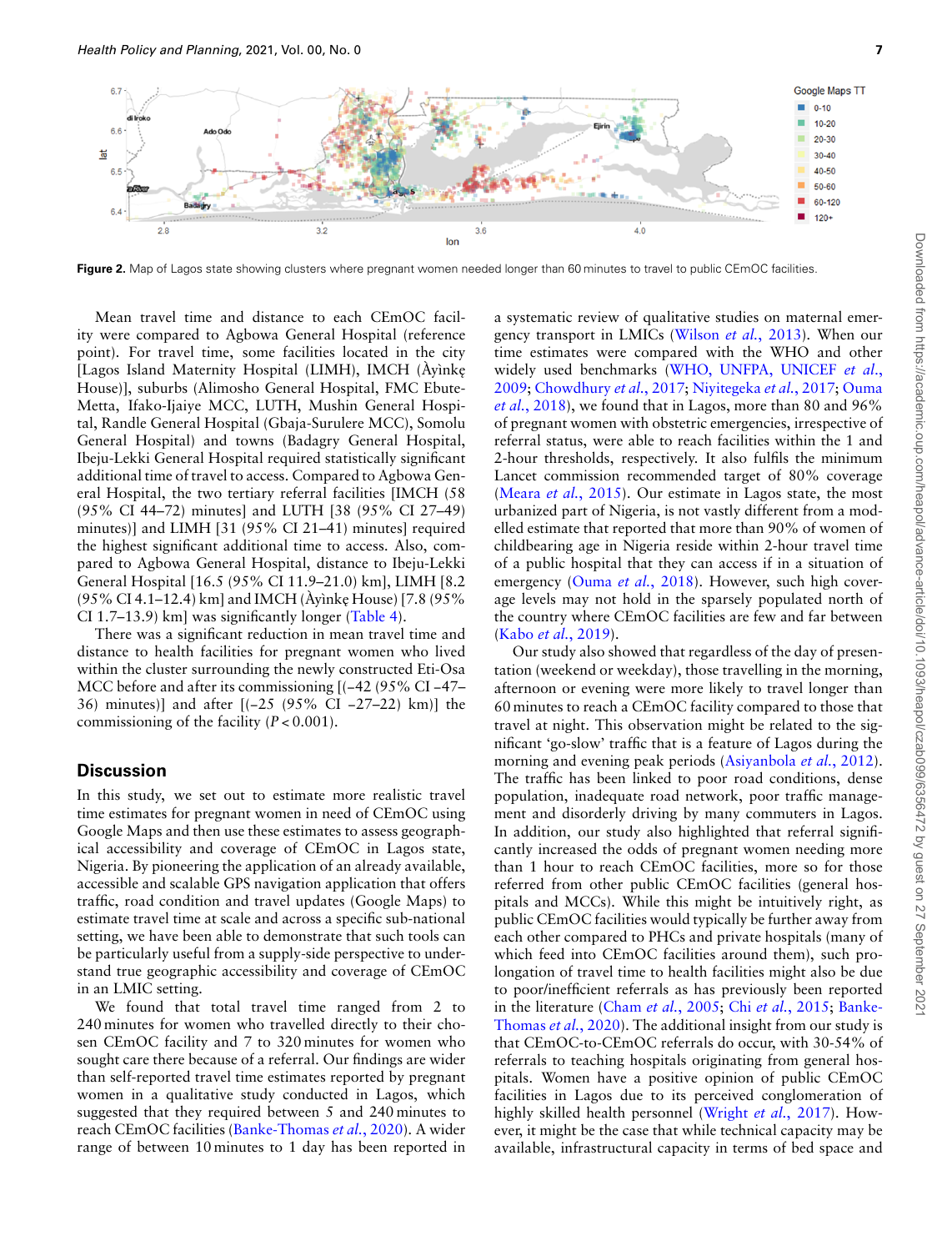**Figure 2.** Map of Lagos state showing clusters where pregnant women needed longer than 60 minutes to travel to public CEmOC facilities.

Mean travel time and distance to each CEmOC facility were compared to Agbowa General Hospital (reference point). For travel time, some facilities located in the city [Lagos Island Maternity Hospital (LIMH), IMCH (Àyìnkę House)], suburbs (Alimosho General Hospital, FMC Ebute-Metta, Ifako-Ijaiye MCC, LUTH, Mushin General Hospital, Randle General Hospital (Gbaja-Surulere MCC), Somolu General Hospital) and towns (Badagry General Hospital, Ibeju-Lekki General Hospital required statistically significant additional time of travel to access. Compared to Agbowa General Hospital, the two tertiary referral facilities [IMCH (58 (95% CI 44–72) minutes] and LUTH (38 (95% CI 27–49) minutes)] and LIMH [31 (95% CI 21–41) minutes] required the highest significant additional time to access. Also, compared to Agbowa General Hospital, distance to Ibeju-Lekki General Hospital [16.5 (95% CI 11.9–21.0) km], LIMH [8.2 (95% CI 4.1–12.4) km] and IMCH (Àyìnkę House) [7.8 (95% CI 1.7–13.9) km] was significantly longer (Table 4).

There was a significant reduction in mean travel time and distance to health facilities for pregnant women who lived within the cluster surrounding the newly constructed Eti-Osa MCC before and after its commissioning [(−42 (95% CI −47–36) minutes)] and after [(−25 (95% CI −27–22) km)] the commissioning of the facility ($P < 0.001$).

## Discussion

In this study, we set out to estimate more realistic travel time estimates for pregnant women in need of CEmOC using Google Maps and then use these estimates to assess geographical accessibility and coverage of CEmOC in Lagos state, Nigeria. By pioneering the application of an already available, accessible and scalable GPS navigation application that offers traffic, road condition and travel updates (Google Maps) to estimate travel time at scale and across a specific sub-national setting, we have been able to demonstrate that such tools can be particularly useful from a supply-side perspective to understand true geographic accessibility and coverage of CEmOC in an LMIC setting.

We found that total travel time ranged from 2 to 240 minutes for women who travelled directly to their chosen CEmOC facility and 7 to 320 minutes for women who sought care there because of a referral. Our findings are wider than self-reported travel time estimates reported by pregnant women in a qualitative study conducted in Lagos, which suggested that they required between 5 and 240 minutes to reach CEmOC facilities (Banke-Thomas *et al.*, 2020). A wider range of between 10 minutes to 1 day has been reported in a systematic review of qualitative studies on maternal emergency transport in LMICs (Wilson *et al.*, 2013). When our time estimates were compared with the WHO and other widely used benchmarks (WHO, UNFPA, UNICEF *et al.*, 2009; Chowdhury *et al.*, 2017; Niyitegeka *et al.*, 2017; Ouma *et al.*, 2018), we found that in Lagos, more than 80 and 96% of pregnant women with obstetric emergencies, irrespective of referral status, were able to reach facilities within the 1 and 2-hour thresholds, respectively. It also fulfils the minimum Lancet commission recommended target of 80% coverage (Meara *et al.*, 2015). Our estimate in Lagos state, the most urbanized part of Nigeria, is not vastly different from a modelled estimate that reported that more than 90% of women of childbearing age in Nigeria reside within 2-hour travel time of a public hospital that they can access if in a situation of emergency (Ouma *et al.*, 2018). However, such high coverage levels may not hold in the sparsely populated north of the country where CEmOC facilities are few and far between (Kabo *et al.*, 2019).

Our study also showed that regardless of the day of presentation (weekend or weekday), those travelling in the morning, afternoon or evening were more likely to travel longer than 60 minutes to reach a CEmOC facility compared to those that travel at night. This observation might be related to the significant 'go-slow' traffic that is a feature of Lagos during the morning and evening peak periods (Asiyanbola *et al.*, 2012). The traffic has been linked to poor road conditions, dense population, inadequate road network, poor traffic management and disorderly driving by many commuters in Lagos. In addition, our study also highlighted that referral significantly increased the odds of pregnant women needing more than 1 hour to reach CEmOC facilities, more so for those referred from other public CEmOC facilities (general hospitals and MCCs). While this might be intuitively right, as public CEmOC facilities would typically be further away from each other compared to PHCs and private hospitals (many of which feed into CEmOC facilities around them), such prolongation of travel time to health facilities might also be due to poor/inefficient referrals as has previously been reported in the literature (Cham *et al.*, 2005; Chi *et al.*, 2015; Banke-Thomas *et al.*, 2020). The additional insight from our study is that CEmOC-to-CEmOC referrals do occur, with 30-54% of referrals to teaching hospitals originating from general hospitals. Women have a positive opinion of public CEmOC facilities in Lagos due to its perceived conglomeration of highly skilled health personnel (Wright *et al.*, 2017). However, it might be the case that while technical capacity may be available, infrastructural capacity in terms of bed space and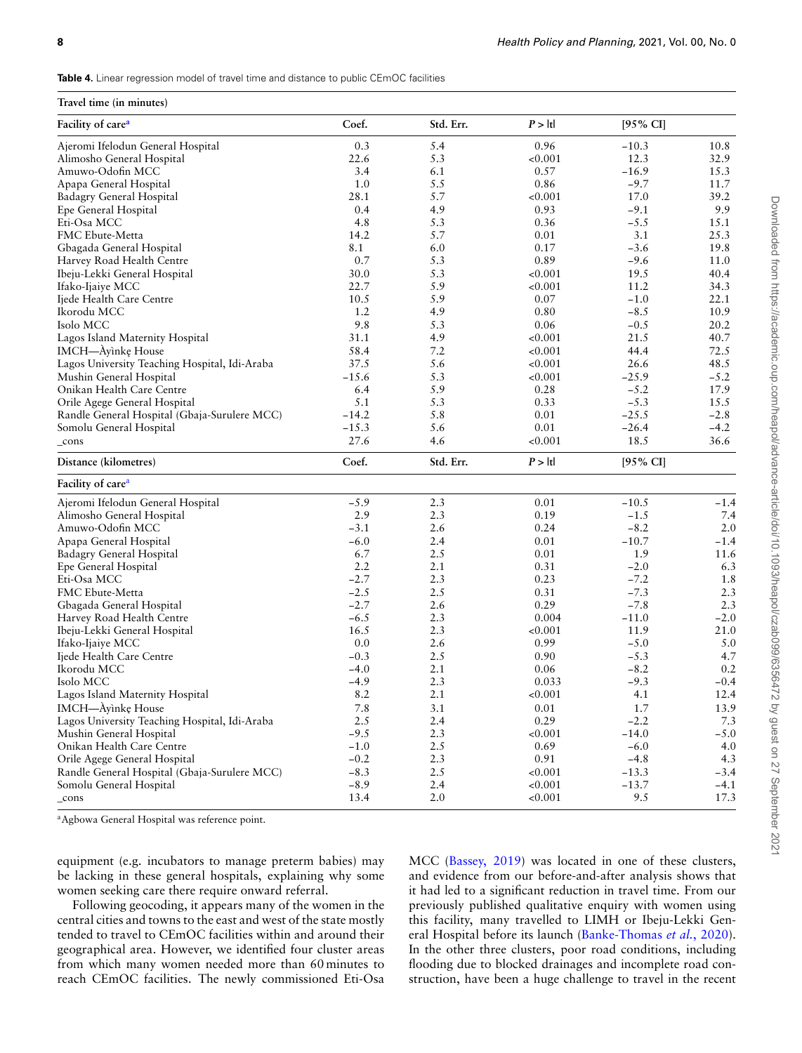**Table 4.** Linear regression model of travel time and distance to public CEmOC facilities

| **Travel time (in minutes)** | | | | | |
|---|---|---|---|---|---|
| **Facility of care[a]** | **Coef.** | **Std. Err.** | ***P* > \|t\|** | **[95% CI]** | |
| Ajeromi Ifelodun General Hospital | 0.3 | 5.4 | 0.96 | −10.3 | 10.8 |
| Alimosho General Hospital | 22.6 | 5.3 | <0.001 | 12.3 | 32.9 |
| Amuwo-Odofin MCC | 3.4 | 6.1 | 0.57 | −16.9 | 15.3 |
| Apapa General Hospital | 1.0 | 5.5 | 0.86 | −9.7 | 11.7 |
| Badagry General Hospital | 28.1 | 5.7 | <0.001 | 17.0 | 39.2 |
| Epe General Hospital | 0.4 | 4.9 | 0.93 | −9.1 | 9.9 |
| Eti-Osa MCC | 4.8 | 5.3 | 0.36 | −5.5 | 15.1 |
| FMC Ebute-Metta | 14.2 | 5.7 | 0.01 | 3.1 | 25.3 |
| Gbagada General Hospital | 8.1 | 6.0 | 0.17 | −3.6 | 19.8 |
| Harvey Road Health Centre | 0.7 | 5.3 | 0.89 | −9.6 | 11.0 |
| Ibeju-Lekki General Hospital | 30.0 | 5.3 | <0.001 | 19.5 | 40.4 |
| Ifako-Ijaiye MCC | 22.7 | 5.9 | <0.001 | 11.2 | 34.3 |
| Ijede Health Care Centre | 10.5 | 5.9 | 0.07 | −1.0 | 22.1 |
| Ikorodu MCC | 1.2 | 4.9 | 0.80 | −8.5 | 10.9 |
| Isolo MCC | 9.8 | 5.3 | 0.06 | −0.5 | 20.2 |
| Lagos Island Maternity Hospital | 31.1 | 4.9 | <0.001 | 21.5 | 40.7 |
| IMCH—Àyìnkẹ House | 58.4 | 7.2 | <0.001 | 44.4 | 72.5 |
| Lagos University Teaching Hospital, Idi-Araba | 37.5 | 5.6 | <0.001 | 26.6 | 48.5 |
| Mushin General Hospital | −15.6 | 5.3 | <0.001 | −25.9 | −5.2 |
| Onikan Health Care Centre | 6.4 | 5.9 | 0.28 | −5.2 | 17.9 |
| Orile Agege General Hospital | 5.1 | 5.3 | 0.33 | −5.3 | 15.5 |
| Randle General Hospital (Gbaja-Surulere MCC) | −14.2 | 5.8 | 0.01 | −25.5 | −2.8 |
| Somolu General Hospital | −15.3 | 5.6 | 0.01 | −26.4 | −4.2 |
| _cons | 27.6 | 4.6 | <0.001 | 18.5 | 36.6 |
| **Distance (kilometres)** | **Coef.** | **Std. Err.** | ***P* > \|t\|** | **[95% CI]** | |
| **Facility of care[a]** | | | | | |
| Ajeromi Ifelodun General Hospital | −5.9 | 2.3 | 0.01 | −10.5 | −1.4 |
| Alimosho General Hospital | 2.9 | 2.3 | 0.19 | −1.5 | 7.4 |
| Amuwo-Odofin MCC | −3.1 | 2.6 | 0.24 | −8.2 | 2.0 |
| Apapa General Hospital | −6.0 | 2.4 | 0.01 | −10.7 | −1.4 |
| Badagry General Hospital | 6.7 | 2.5 | 0.01 | 1.9 | 11.6 |
| Epe General Hospital | 2.2 | 2.1 | 0.31 | −2.0 | 6.3 |
| Eti-Osa MCC | −2.7 | 2.3 | 0.23 | −7.2 | 1.8 |
| FMC Ebute-Metta | −2.5 | 2.5 | 0.31 | −7.3 | 2.3 |
| Gbagada General Hospital | −2.7 | 2.6 | 0.29 | −7.8 | 2.3 |
| Harvey Road Health Centre | −6.5 | 2.3 | 0.004 | −11.0 | −2.0 |
| Ibeju-Lekki General Hospital | 16.5 | 2.3 | <0.001 | 11.9 | 21.0 |
| Ifako-Ijaiye MCC | 0.0 | 2.6 | 0.99 | −5.0 | 5.0 |
| Ijede Health Care Centre | −0.3 | 2.5 | 0.90 | −5.3 | 4.7 |
| Ikorodu MCC | −4.0 | 2.1 | 0.06 | −8.2 | 0.2 |
| Isolo MCC | −4.9 | 2.3 | 0.033 | −9.3 | −0.4 |
| Lagos Island Maternity Hospital | 8.2 | 2.1 | <0.001 | 4.1 | 12.4 |
| IMCH—Àyìnkẹ House | 7.8 | 3.1 | 0.01 | 1.7 | 13.9 |
| Lagos University Teaching Hospital, Idi-Araba | 2.5 | 2.4 | 0.29 | −2.2 | 7.3 |
| Mushin General Hospital | −9.5 | 2.3 | <0.001 | −14.0 | −5.0 |
| Onikan Health Care Centre | −1.0 | 2.5 | 0.69 | −6.0 | 4.0 |
| Orile Agege General Hospital | −0.2 | 2.3 | 0.91 | −4.8 | 4.3 |
| Randle General Hospital (Gbaja-Surulere MCC) | −8.3 | 2.5 | <0.001 | −13.3 | −3.4 |
| Somolu General Hospital | −8.9 | 2.4 | <0.001 | −13.7 | −4.1 |
| _cons | 13.4 | 2.0 | <0.001 | 9.5 | 17.3 |

[a]Agbowa General Hospital was reference point.

equipment (e.g. incubators to manage preterm babies) may be lacking in these general hospitals, explaining why some women seeking care there require onward referral.

Following geocoding, it appears many of the women in the central cities and towns to the east and west of the state mostly tended to travel to CEmOC facilities within and around their geographical area. However, we identified four cluster areas from which many women needed more than 60 minutes to reach CEmOC facilities. The newly commissioned Eti-Osa MCC (Bassey, 2019) was located in one of these clusters, and evidence from our before-and-after analysis shows that it had led to a significant reduction in travel time. From our previously published qualitative enquiry with women using this facility, many travelled to LIMH or Ibeju-Lekki General Hospital before its launch (Banke-Thomas *et al.*, 2020). In the other three clusters, poor road conditions, including flooding due to blocked drainages and incomplete road construction, have been a huge challenge to travel in the recent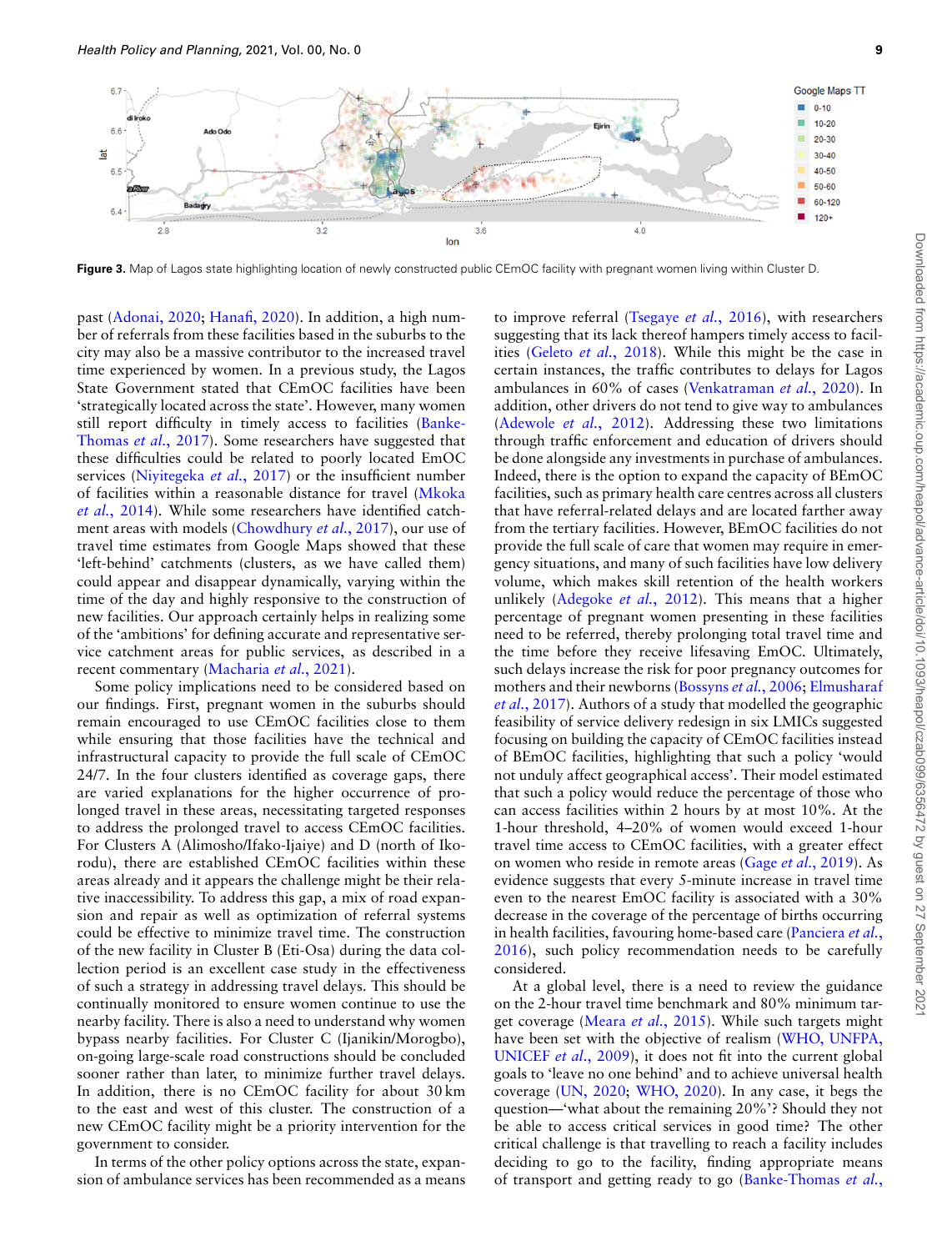**Figure 3.** Map of Lagos state highlighting location of newly constructed public CEmOC facility with pregnant women living within Cluster D.

past (Adonai, 2020; Hanafi, 2020). In addition, a high number of referrals from these facilities based in the suburbs to the city may also be a massive contributor to the increased travel time experienced by women. In a previous study, the Lagos State Government stated that CEmOC facilities have been 'strategically located across the state'. However, many women still report difficulty in timely access to facilities (Banke-Thomas *et al.*, 2017). Some researchers have suggested that these difficulties could be related to poorly located EmOC services (Niyitegeka *et al.*, 2017) or the insufficient number of facilities within a reasonable distance for travel (Mkoka *et al.*, 2014). While some researchers have identified catchment areas with models (Chowdhury *et al.*, 2017), our use of travel time estimates from Google Maps showed that these 'left-behind' catchments (clusters, as we have called them) could appear and disappear dynamically, varying within the time of the day and highly responsive to the construction of new facilities. Our approach certainly helps in realizing some of the 'ambitions' for defining accurate and representative service catchment areas for public services, as described in a recent commentary (Macharia *et al.*, 2021).

Some policy implications need to be considered based on our findings. First, pregnant women in the suburbs should remain encouraged to use CEmOC facilities close to them while ensuring that those facilities have the technical and infrastructural capacity to provide the full scale of CEmOC 24/7. In the four clusters identified as coverage gaps, there are varied explanations for the higher occurrence of prolonged travel in these areas, necessitating targeted responses to address the prolonged travel to access CEmOC facilities. For Clusters A (Alimosho/Ifako-Ijaiye) and D (north of Ikorodu), there are established CEmOC facilities within these areas already and it appears the challenge might be their relative inaccessibility. To address this gap, a mix of road expansion and repair as well as optimization of referral systems could be effective to minimize travel time. The construction of the new facility in Cluster B (Eti-Osa) during the data collection period is an excellent case study in the effectiveness of such a strategy in addressing travel delays. This should be continually monitored to ensure women continue to use the nearby facility. There is also a need to understand why women bypass nearby facilities. For Cluster C (Ijanikin/Morogbo), on-going large-scale road constructions should be concluded sooner rather than later, to minimize further travel delays. In addition, there is no CEmOC facility for about 30 km to the east and west of this cluster. The construction of a new CEmOC facility might be a priority intervention for the government to consider.

In terms of the other policy options across the state, expansion of ambulance services has been recommended as a means to improve referral (Tsegaye *et al.*, 2016), with researchers suggesting that its lack thereof hampers timely access to facilities (Geleto *et al.*, 2018). While this might be the case in certain instances, the traffic contributes to delays for Lagos ambulances in 60% of cases (Venkatraman *et al.*, 2020). In addition, other drivers do not tend to give way to ambulances (Adewole *et al.*, 2012). Addressing these two limitations through traffic enforcement and education of drivers should be done alongside any investments in purchase of ambulances. Indeed, there is the option to expand the capacity of BEmOC facilities, such as primary health care centres across all clusters that have referral-related delays and are located farther away from the tertiary facilities. However, BEmOC facilities do not provide the full scale of care that women may require in emergency situations, and many of such facilities have low delivery volume, which makes skill retention of the health workers unlikely (Adegoke *et al.*, 2012). This means that a higher percentage of pregnant women presenting in these facilities need to be referred, thereby prolonging total travel time and the time before they receive lifesaving EmOC. Ultimately, such delays increase the risk for poor pregnancy outcomes for mothers and their newborns (Bossyns *et al.*, 2006; Elmusharaf *et al.*, 2017). Authors of a study that modelled the geographic feasibility of service delivery redesign in six LMICs suggested focusing on building the capacity of CEmOC facilities instead of BEmOC facilities, highlighting that such a policy 'would not unduly affect geographical access'. Their model estimated that such a policy would reduce the percentage of those who can access facilities within 2 hours by at most 10%. At the 1-hour threshold, 4–20% of women would exceed 1-hour travel time access to CEmOC facilities, with a greater effect on women who reside in remote areas (Gage *et al.*, 2019). As evidence suggests that every 5-minute increase in travel time even to the nearest EmOC facility is associated with a 30% decrease in the coverage of the percentage of births occurring in health facilities, favouring home-based care (Panciera *et al.*, 2016), such policy recommendation needs to be carefully considered.

At a global level, there is a need to review the guidance on the 2-hour travel time benchmark and 80% minimum target coverage (Meara *et al.*, 2015). While such targets might have been set with the objective of realism (WHO, UNFPA, UNICEF *et al.*, 2009), it does not fit into the current global goals to 'leave no one behind' and to achieve universal health coverage (UN, 2020; WHO, 2020). In any case, it begs the question—'what about the remaining 20%'? Should they not be able to access critical services in good time? The other critical challenge is that travelling to reach a facility includes deciding to go to the facility, finding appropriate means of transport and getting ready to go (Banke-Thomas *et al.*,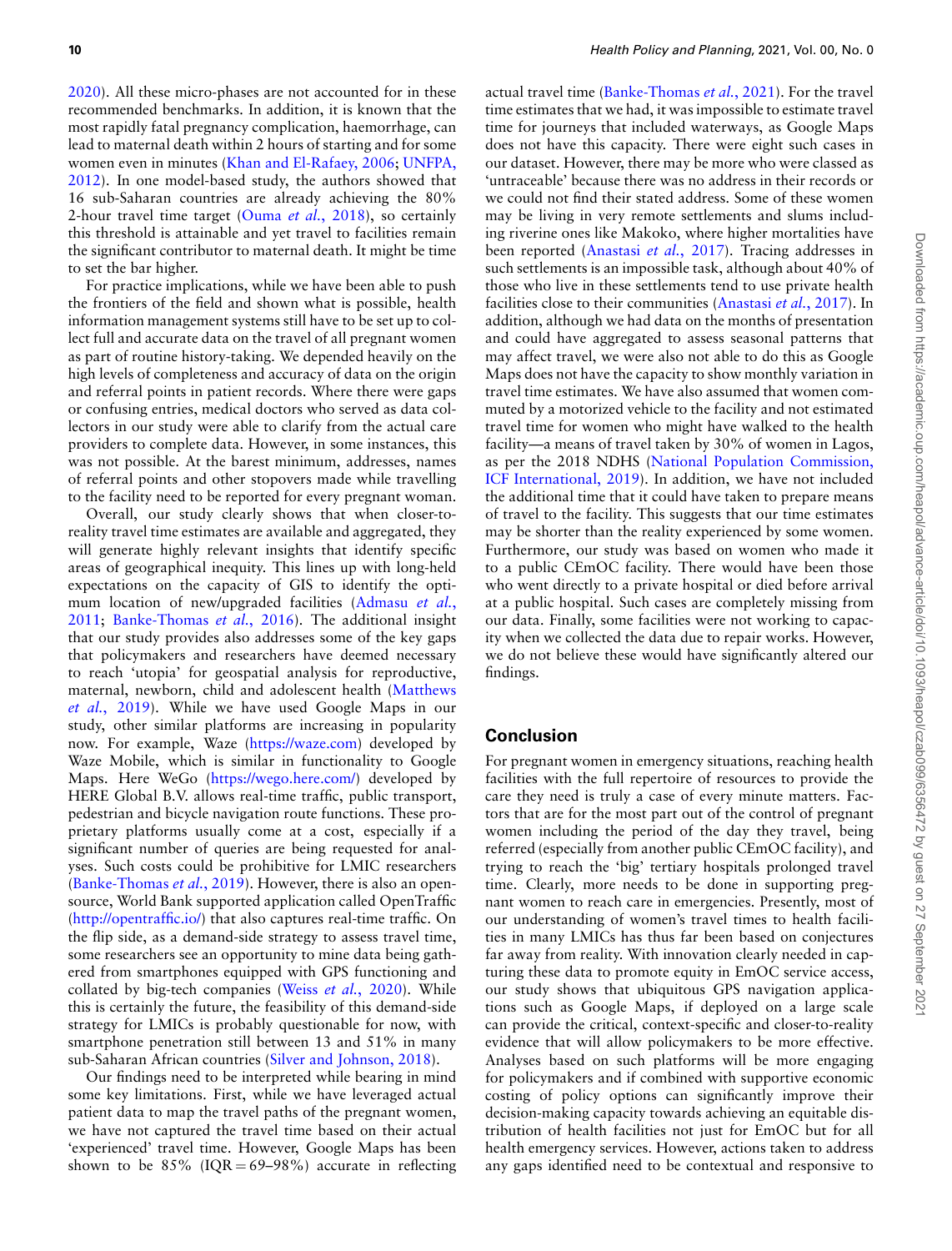2020). All these micro-phases are not accounted for in these recommended benchmarks. In addition, it is known that the most rapidly fatal pregnancy complication, haemorrhage, can lead to maternal death within 2 hours of starting and for some women even in minutes (Khan and El-Rafaey, 2006; UNFPA, 2012). In one model-based study, the authors showed that 16 sub-Saharan countries are already achieving the 80% 2-hour travel time target (Ouma *et al.*, 2018), so certainly this threshold is attainable and yet travel to facilities remain the significant contributor to maternal death. It might be time to set the bar higher.

For practice implications, while we have been able to push the frontiers of the field and shown what is possible, health information management systems still have to be set up to collect full and accurate data on the travel of all pregnant women as part of routine history-taking. We depended heavily on the high levels of completeness and accuracy of data on the origin and referral points in patient records. Where there were gaps or confusing entries, medical doctors who served as data collectors in our study were able to clarify from the actual care providers to complete data. However, in some instances, this was not possible. At the barest minimum, addresses, names of referral points and other stopovers made while travelling to the facility need to be reported for every pregnant woman.

Overall, our study clearly shows that when closer-to-reality travel time estimates are available and aggregated, they will generate highly relevant insights that identify specific areas of geographical inequity. This lines up with long-held expectations on the capacity of GIS to identify the optimum location of new/upgraded facilities (Admasu *et al.*, 2011; Banke-Thomas *et al.*, 2016). The additional insight that our study provides also addresses some of the key gaps that policymakers and researchers have deemed necessary to reach 'utopia' for geospatial analysis for reproductive, maternal, newborn, child and adolescent health (Matthews *et al.*, 2019). While we have used Google Maps in our study, other similar platforms are increasing in popularity now. For example, Waze (https://waze.com) developed by Waze Mobile, which is similar in functionality to Google Maps. Here WeGo (https://wego.here.com/) developed by HERE Global B.V. allows real-time traffic, public transport, pedestrian and bicycle navigation route functions. These proprietary platforms usually come at a cost, especially if a significant number of queries are being requested for analyses. Such costs could be prohibitive for LMIC researchers (Banke-Thomas *et al.*, 2019). However, there is also an open-source, World Bank supported application called OpenTraffic (http://opentraffic.io/) that also captures real-time traffic. On the flip side, as a demand-side strategy to assess travel time, some researchers see an opportunity to mine data being gathered from smartphones equipped with GPS functioning and collated by big-tech companies (Weiss *et al.*, 2020). While this is certainly the future, the feasibility of this demand-side strategy for LMICs is probably questionable for now, with smartphone penetration still between 13 and 51% in many sub-Saharan African countries (Silver and Johnson, 2018).

Our findings need to be interpreted while bearing in mind some key limitations. First, while we have leveraged actual patient data to map the travel paths of the pregnant women, we have not captured the travel time based on their actual 'experienced' travel time. However, Google Maps has been shown to be 85% (IQR = 69–98%) accurate in reflecting actual travel time (Banke-Thomas *et al.*, 2021). For the travel time estimates that we had, it was impossible to estimate travel time for journeys that included waterways, as Google Maps does not have this capacity. There were eight such cases in our dataset. However, there may be more who were classed as 'untraceable' because there was no address in their records or we could not find their stated address. Some of these women may be living in very remote settlements and slums including riverine ones like Makoko, where higher mortalities have been reported (Anastasi *et al.*, 2017). Tracing addresses in such settlements is an impossible task, although about 40% of those who live in these settlements tend to use private health facilities close to their communities (Anastasi *et al.*, 2017). In addition, although we had data on the months of presentation and could have aggregated to assess seasonal patterns that may affect travel, we were also not able to do this as Google Maps does not have the capacity to show monthly variation in travel time estimates. We have also assumed that women commuted by a motorized vehicle to the facility and not estimated travel time for women who might have walked to the health facility—a means of travel taken by 30% of women in Lagos, as per the 2018 NDHS (National Population Commission, ICF International, 2019). In addition, we have not included the additional time that it could have taken to prepare means of travel to the facility. This suggests that our time estimates may be shorter than the reality experienced by some women. Furthermore, our study was based on women who made it to a public CEmOC facility. There would have been those who went directly to a private hospital or died before arrival at a public hospital. Such cases are completely missing from our data. Finally, some facilities were not working to capacity when we collected the data due to repair works. However, we do not believe these would have significantly altered our findings.

## Conclusion

For pregnant women in emergency situations, reaching health facilities with the full repertoire of resources to provide the care they need is truly a case of every minute matters. Factors that are for the most part out of the control of pregnant women including the period of the day they travel, being referred (especially from another public CEmOC facility), and trying to reach the 'big' tertiary hospitals prolonged travel time. Clearly, more needs to be done in supporting pregnant women to reach care in emergencies. Presently, most of our understanding of women's travel times to health facilities in many LMICs has thus far been based on conjectures far away from reality. With innovation clearly needed in capturing these data to promote equity in EmOC service access, our study shows that ubiquitous GPS navigation applications such as Google Maps, if deployed on a large scale can provide the critical, context-specific and closer-to-reality evidence that will allow policymakers to be more effective. Analyses based on such platforms will be more engaging for policymakers and if combined with supportive economic costing of policy options can significantly improve their decision-making capacity towards achieving an equitable distribution of health facilities not just for EmOC but for all health emergency services. However, actions taken to address any gaps identified need to be contextual and responsive to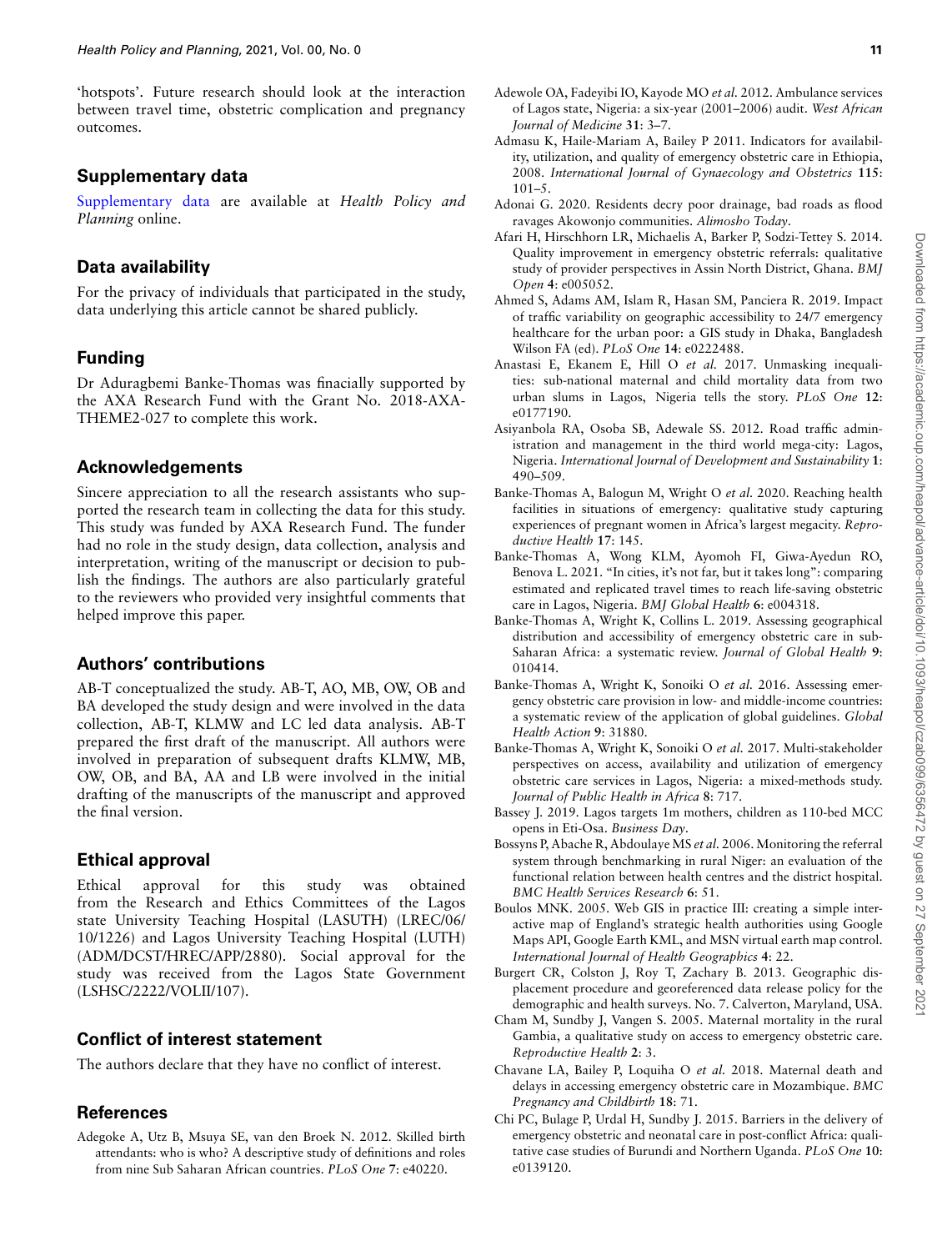'hotspots'. Future research should look at the interaction between travel time, obstetric complication and pregnancy outcomes.

## Supplementary data

Supplementary data are available at *Health Policy and Planning* online.

## Data availability

For the privacy of individuals that participated in the study, data underlying this article cannot be shared publicly.

## Funding

Dr Aduragbemi Banke-Thomas was finacially supported by the AXA Research Fund with the Grant No. 2018-AXA-THEME2-027 to complete this work.

## Acknowledgements

Sincere appreciation to all the research assistants who supported the research team in collecting the data for this study. This study was funded by AXA Research Fund. The funder had no role in the study design, data collection, analysis and interpretation, writing of the manuscript or decision to publish the findings. The authors are also particularly grateful to the reviewers who provided very insightful comments that helped improve this paper.

## Authors' contributions

AB-T conceptualized the study. AB-T, AO, MB, OW, OB and BA developed the study design and were involved in the data collection, AB-T, KLMW and LC led data analysis. AB-T prepared the first draft of the manuscript. All authors were involved in preparation of subsequent drafts KLMW, MB, OW, OB, and BA, AA and LB were involved in the initial drafting of the manuscripts of the manuscript and approved the final version.

## Ethical approval

Ethical approval for this study was obtained from the Research and Ethics Committees of the Lagos state University Teaching Hospital (LASUTH) (LREC/06/10/1226) and Lagos University Teaching Hospital (LUTH) (ADM/DCST/HREC/APP/2880). Social approval for the study was received from the Lagos State Government (LSHSC/2222/VOLII/107).

## Conflict of interest statement

The authors declare that they have no conflict of interest.

## References

Adegoke A, Utz B, Msuya SE, van den Broek N. 2012. Skilled birth attendants: who is who? A descriptive study of definitions and roles from nine Sub Saharan African countries. *PLoS One* **7**: e40220.

Adewole OA, Fadeyibi IO, Kayode MO *et al*. 2012. Ambulance services of Lagos state, Nigeria: a six-year (2001–2006) audit. *West African Journal of Medicine* **31**: 3–7.

Admasu K, Haile-Mariam A, Bailey P 2011. Indicators for availability, utilization, and quality of emergency obstetric care in Ethiopia, 2008. *International Journal of Gynaecology and Obstetrics* **115**: 101–5.

Adonai G. 2020. Residents decry poor drainage, bad roads as flood ravages Akowonjo communities. *Alimosho Today*.

Afari H, Hirschhorn LR, Michaelis A, Barker P, Sodzi-Tettey S. 2014. Quality improvement in emergency obstetric referrals: qualitative study of provider perspectives in Assin North District, Ghana. *BMJ Open* **4**: e005052.

Ahmed S, Adams AM, Islam R, Hasan SM, Panciera R. 2019. Impact of traffic variability on geographic accessibility to 24/7 emergency healthcare for the urban poor: a GIS study in Dhaka, Bangladesh Wilson FA (ed). *PLoS One* **14**: e0222488.

Anastasi E, Ekanem E, Hill O *et al*. 2017. Unmasking inequalities: sub-national maternal and child mortality data from two urban slums in Lagos, Nigeria tells the story. *PLoS One* **12**: e0177190.

Asiyanbola RA, Osoba SB, Adewale SS. 2012. Road traffic administration and management in the third world mega-city: Lagos, Nigeria. *International Journal of Development and Sustainability* **1**: 490–509.

Banke-Thomas A, Balogun M, Wright O *et al*. 2020. Reaching health facilities in situations of emergency: qualitative study capturing experiences of pregnant women in Africa's largest megacity. *Reproductive Health* **17**: 145.

Banke-Thomas A, Wong KLM, Ayomoh FI, Giwa-Ayedun RO, Benova L. 2021. "In cities, it's not far, but it takes long": comparing estimated and replicated travel times to reach life-saving obstetric care in Lagos, Nigeria. *BMJ Global Health* **6**: e004318.

Banke-Thomas A, Wright K, Collins L. 2019. Assessing geographical distribution and accessibility of emergency obstetric care in sub-Saharan Africa: a systematic review. *Journal of Global Health* **9**: 010414.

Banke-Thomas A, Wright K, Sonoiki O *et al*. 2016. Assessing emergency obstetric care provision in low- and middle-income countries: a systematic review of the application of global guidelines. *Global Health Action* **9**: 31880.

Banke-Thomas A, Wright K, Sonoiki O *et al*. 2017. Multi-stakeholder perspectives on access, availability and utilization of emergency obstetric care services in Lagos, Nigeria: a mixed-methods study. *Journal of Public Health in Africa* **8**: 717.

Bassey J. 2019. Lagos targets 1m mothers, children as 110-bed MCC opens in Eti-Osa. *Business Day*.

Bossyns P, Abache R, Abdoulaye MS *et al*. 2006. Monitoring the referral system through benchmarking in rural Niger: an evaluation of the functional relation between health centres and the district hospital. *BMC Health Services Research* **6**: 51.

Boulos MNK. 2005. Web GIS in practice III: creating a simple interactive map of England's strategic health authorities using Google Maps API, Google Earth KML, and MSN virtual earth map control. *International Journal of Health Geographics* **4**: 22.

Burgert CR, Colston J, Roy T, Zachary B. 2013. Geographic displacement procedure and georeferenced data release policy for the demographic and health surveys. No. 7. Calverton, Maryland, USA.

Cham M, Sundby J, Vangen S. 2005. Maternal mortality in the rural Gambia, a qualitative study on access to emergency obstetric care. *Reproductive Health* **2**: 3.

Chavane LA, Bailey P, Loquiha O *et al*. 2018. Maternal death and delays in accessing emergency obstetric care in Mozambique. *BMC Pregnancy and Childbirth* **18**: 71.

Chi PC, Bulage P, Urdal H, Sundby J. 2015. Barriers in the delivery of emergency obstetric and neonatal care in post-conflict Africa: qualitative case studies of Burundi and Northern Uganda. *PLoS One* **10**: e0139120.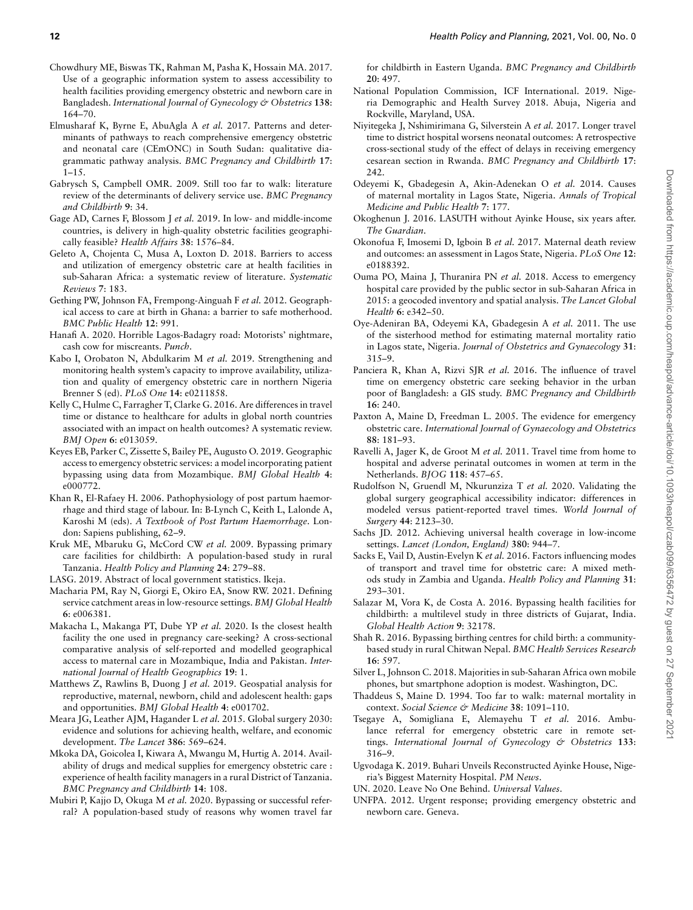Chowdhury ME, Biswas TK, Rahman M, Pasha K, Hossain MA. 2017. Use of a geographic information system to assess accessibility to health facilities providing emergency obstetric and newborn care in Bangladesh. *International Journal of Gynecology & Obstetrics* **138**: 164–70.

Elmusharaf K, Byrne E, AbuAgla A *et al.* 2017. Patterns and determinants of pathways to reach comprehensive emergency obstetric and neonatal care (CEmONC) in South Sudan: qualitative diagrammatic pathway analysis. *BMC Pregnancy and Childbirth* **17**: 1–15.

Gabrysch S, Campbell OMR. 2009. Still too far to walk: literature review of the determinants of delivery service use. *BMC Pregnancy and Childbirth* **9**: 34.

Gage AD, Carnes F, Blossom J *et al.* 2019. In low- and middle-income countries, is delivery in high-quality obstetric facilities geographically feasible? *Health Affairs* **38**: 1576–84.

Geleto A, Chojenta C, Musa A, Loxton D. 2018. Barriers to access and utilization of emergency obstetric care at health facilities in sub-Saharan Africa: a systematic review of literature. *Systematic Reviews* **7**: 183.

Gething PW, Johnson FA, Frempong-Ainguah F *et al.* 2012. Geographical access to care at birth in Ghana: a barrier to safe motherhood. *BMC Public Health* **12**: 991.

Hanafi A. 2020. Horrible Lagos-Badagry road: Motorists' nightmare, cash cow for miscreants. *Punch*.

Kabo I, Orobaton N, Abdulkarim M *et al.* 2019. Strengthening and monitoring health system's capacity to improve availability, utilization and quality of emergency obstetric care in northern Nigeria Brenner S (ed). *PLoS One* **14**: e0211858.

Kelly C, Hulme C, Farragher T, Clarke G. 2016. Are differences in travel time or distance to healthcare for adults in global north countries associated with an impact on health outcomes? A systematic review. *BMJ Open* **6**: e013059.

Keyes EB, Parker C, Zissette S, Bailey PE, Augusto O. 2019. Geographic access to emergency obstetric services: a model incorporating patient bypassing using data from Mozambique. *BMJ Global Health* **4**: e000772.

Khan R, El-Rafaey H. 2006. Pathophysiology of post partum haemorrhage and third stage of labour. In: B-Lynch C, Keith L, Lalonde A, Karoshi M (eds). *A Textbook of Post Partum Haemorrhage*. London: Sapiens publishing, 62–9.

Kruk ME, Mbaruku G, McCord CW *et al.* 2009. Bypassing primary care facilities for childbirth: A population-based study in rural Tanzania. *Health Policy and Planning* **24**: 279–88.

LASG. 2019. Abstract of local government statistics. Ikeja.

Macharia PM, Ray N, Giorgi E, Okiro EA, Snow RW. 2021. Defining service catchment areas in low-resource settings. *BMJ Global Health* **6**: e006381.

Makacha L, Makanga PT, Dube YP *et al.* 2020. Is the closest health facility the one used in pregnancy care-seeking? A cross-sectional comparative analysis of self-reported and modelled geographical access to maternal care in Mozambique, India and Pakistan. *International Journal of Health Geographics* **19**: 1.

Matthews Z, Rawlins B, Duong J *et al.* 2019. Geospatial analysis for reproductive, maternal, newborn, child and adolescent health: gaps and opportunities. *BMJ Global Health* **4**: e001702.

Meara JG, Leather AJM, Hagander L *et al.* 2015. Global surgery 2030: evidence and solutions for achieving health, welfare, and economic development. *The Lancet* **386**: 569–624.

Mkoka DA, Goicolea I, Kiwara A, Mwangu M, Hurtig A. 2014. Availability of drugs and medical supplies for emergency obstetric care : experience of health facility managers in a rural District of Tanzania. *BMC Pregnancy and Childbirth* **14**: 108.

Mubiri P, Kajjo D, Okuga M *et al.* 2020. Bypassing or successful referral? A population-based study of reasons why women travel far for childbirth in Eastern Uganda. *BMC Pregnancy and Childbirth* **20**: 497.

National Population Commission, ICF International. 2019. Nigeria Demographic and Health Survey 2018. Abuja, Nigeria and Rockville, Maryland, USA.

Niyitegeka J, Nshimirimana G, Silverstein A *et al.* 2017. Longer travel time to district hospital worsens neonatal outcomes: A retrospective cross-sectional study of the effect of delays in receiving emergency cesarean section in Rwanda. *BMC Pregnancy and Childbirth* **17**: 242.

Odeyemi K, Gbadegesin A, Akin-Adenekan O *et al.* 2014. Causes of maternal mortality in Lagos State, Nigeria. *Annals of Tropical Medicine and Public Health* **7**: 177.

Okoghenun J. 2016. LASUTH without Ayinke House, six years after. *The Guardian*.

Okonofua F, Imosemi D, Igboin B *et al.* 2017. Maternal death review and outcomes: an assessment in Lagos State, Nigeria. *PLoS One* **12**: e0188392.

Ouma PO, Maina J, Thuranira PN *et al.* 2018. Access to emergency hospital care provided by the public sector in sub-Saharan Africa in 2015: a geocoded inventory and spatial analysis. *The Lancet Global Health* **6**: e342–50.

Oye-Adeniran BA, Odeyemi KA, Gbadegesin A *et al.* 2011. The use of the sisterhood method for estimating maternal mortality ratio in Lagos state, Nigeria. *Journal of Obstetrics and Gynaecology* **31**: 315–9.

Panciera R, Khan A, Rizvi SJR *et al.* 2016. The influence of travel time on emergency obstetric care seeking behavior in the urban poor of Bangladesh: a GIS study. *BMC Pregnancy and Childbirth* **16**: 240.

Paxton A, Maine D, Freedman L. 2005. The evidence for emergency obstetric care. *International Journal of Gynaecology and Obstetrics* **88**: 181–93.

Ravelli A, Jager K, de Groot M *et al.* 2011. Travel time from home to hospital and adverse perinatal outcomes in women at term in the Netherlands. *BJOG* **118**: 457–65.

Rudolfson N, Gruendl M, Nkurunziza T *et al.* 2020. Validating the global surgery geographical accessibility indicator: differences in modeled versus patient-reported travel times. *World Journal of Surgery* **44**: 2123–30.

Sachs JD. 2012. Achieving universal health coverage in low-income settings. *Lancet (London, England)* **380**: 944–7.

Sacks E, Vail D, Austin-Evelyn K *et al.* 2016. Factors influencing modes of transport and travel time for obstetric care: A mixed methods study in Zambia and Uganda. *Health Policy and Planning* **31**: 293–301.

Salazar M, Vora K, de Costa A. 2016. Bypassing health facilities for childbirth: a multilevel study in three districts of Gujarat, India. *Global Health Action* **9**: 32178.

Shah R. 2016. Bypassing birthing centres for child birth: a community-based study in rural Chitwan Nepal. *BMC Health Services Research* **16**: 597.

Silver L, Johnson C. 2018. Majorities in sub-Saharan Africa own mobile phones, but smartphone adoption is modest. Washington, DC.

Thaddeus S, Maine D. 1994. Too far to walk: maternal mortality in context. *Social Science & Medicine* **38**: 1091–110.

Tsegaye A, Somigliana E, Alemayehu T *et al.* 2016. Ambulance referral for emergency obstetric care in remote settings. *International Journal of Gynecology & Obstetrics* **133**: 316–9.

Ugvodaga K. 2019. Buhari Unveils Reconstructed Ayinke House, Nigeria's Biggest Maternity Hospital. *PM News*.

UN. 2020. Leave No One Behind. *Universal Values*.

UNFPA. 2012. Urgent response; providing emergency obstetric and newborn care. Geneva.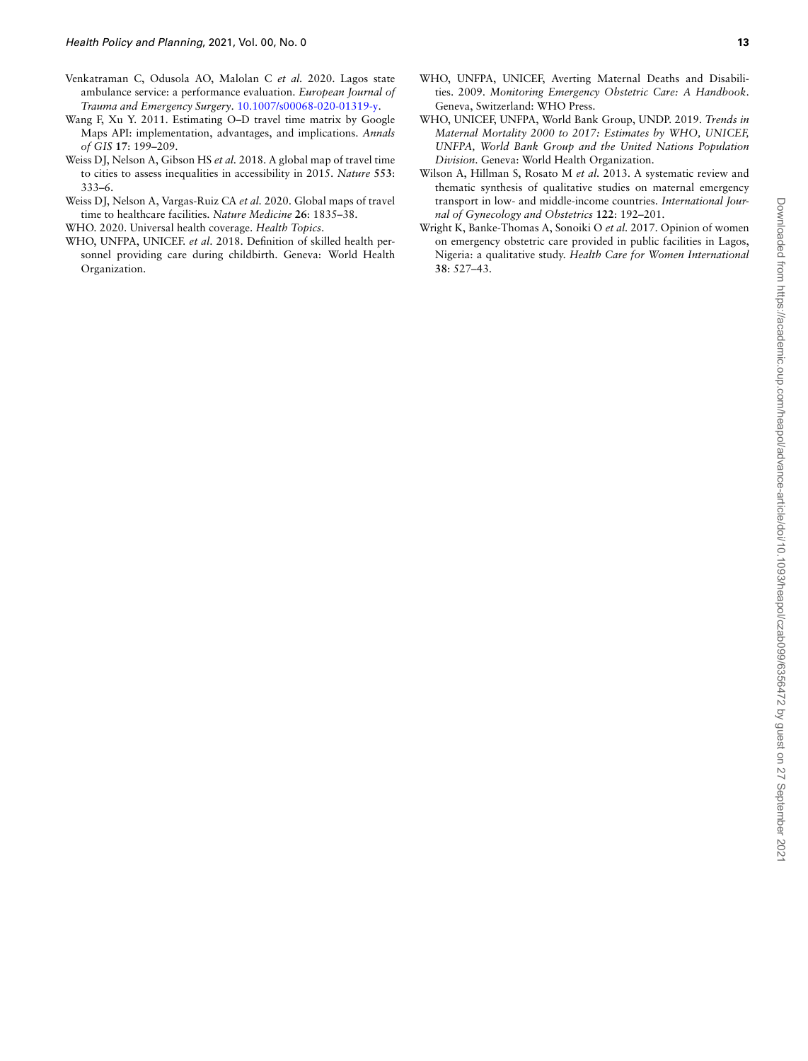Venkatraman C, Odusola AO, Malolan C *et al.* 2020. Lagos state ambulance service: a performance evaluation. *European Journal of Trauma and Emergency Surgery*. 10.1007/s00068-020-01319-y.

Wang F, Xu Y. 2011. Estimating O–D travel time matrix by Google Maps API: implementation, advantages, and implications. *Annals of GIS* **17**: 199–209.

Weiss DJ, Nelson A, Gibson HS *et al.* 2018. A global map of travel time to cities to assess inequalities in accessibility in 2015. *Nature* **553**: 333–6.

Weiss DJ, Nelson A, Vargas-Ruiz CA *et al.* 2020. Global maps of travel time to healthcare facilities. *Nature Medicine* **26**: 1835–38.

WHO. 2020. Universal health coverage. *Health Topics*.

WHO, UNFPA, UNICEF. *et al.* 2018. Definition of skilled health personnel providing care during childbirth. Geneva: World Health Organization.

WHO, UNFPA, UNICEF, Averting Maternal Deaths and Disabilities. 2009. *Monitoring Emergency Obstetric Care: A Handbook*. Geneva, Switzerland: WHO Press.

WHO, UNICEF, UNFPA, World Bank Group, UNDP. 2019. *Trends in Maternal Mortality 2000 to 2017: Estimates by WHO, UNICEF, UNFPA, World Bank Group and the United Nations Population Division*. Geneva: World Health Organization.

Wilson A, Hillman S, Rosato M *et al.* 2013. A systematic review and thematic synthesis of qualitative studies on maternal emergency transport in low- and middle-income countries. *International Journal of Gynecology and Obstetrics* **122**: 192–201.

Wright K, Banke-Thomas A, Sonoiki O *et al.* 2017. Opinion of women on emergency obstetric care provided in public facilities in Lagos, Nigeria: a qualitative study. *Health Care for Women International* **38**: 527–43.